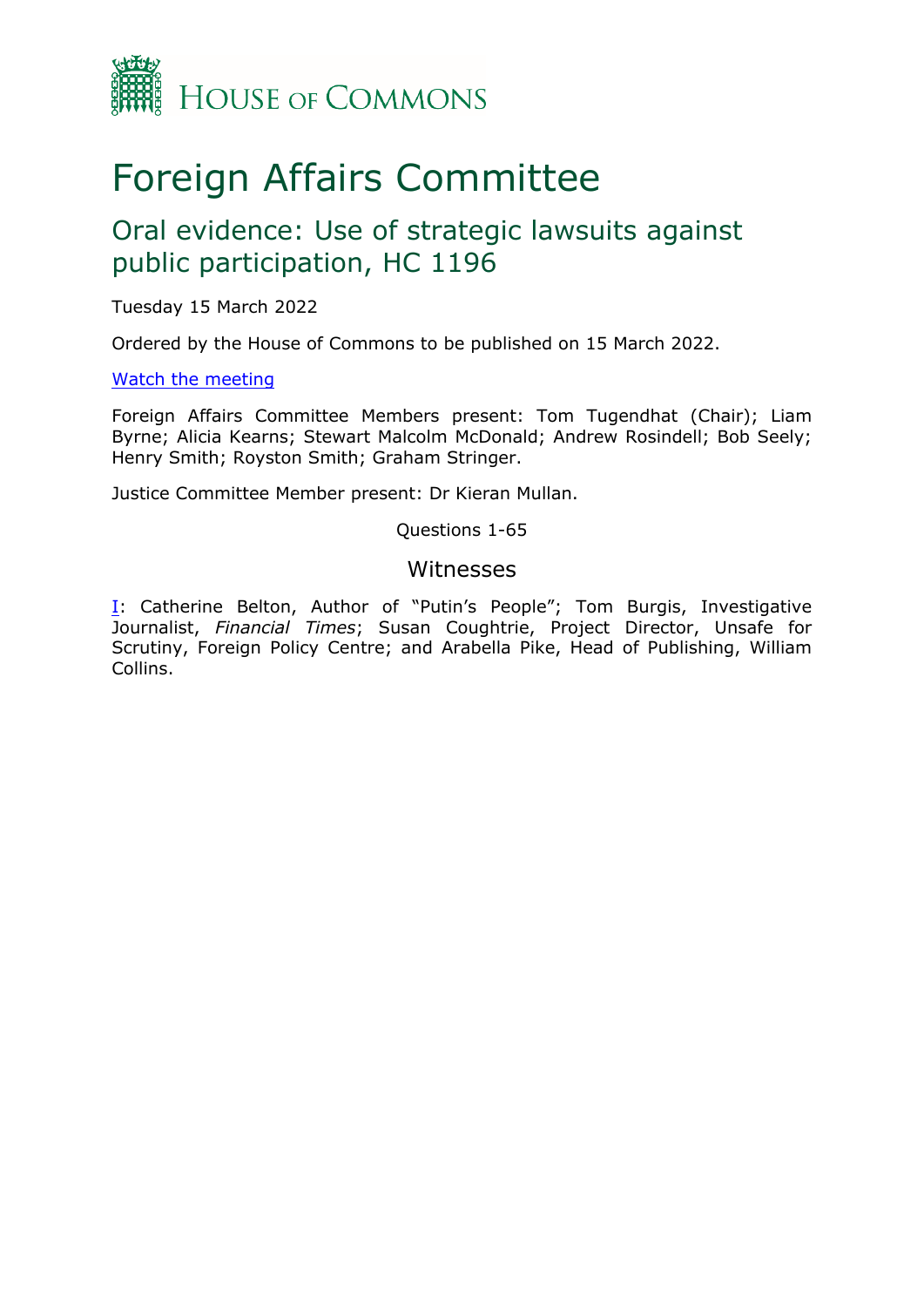# Foreign Affairs Committee

## Oral evidence: Use of strategic lawsuits against public participation, HC 1196

Tuesday 15 March 2022

Ordered by the House of Commons to be published on 15 March 2022.

[Watch the meeting]

Foreign Affairs Committee Members present: Tom Tugendhat (Chair); Liam Byrne; Alicia Kearns; Stewart Malcolm McDonald; Andrew Rosindell; Bob Seely; Henry Smith; Royston Smith; Graham Stringer.

Justice Committee Member present: Dr Kieran Mullan.

Questions 1-65

### Witnesses

I: Catherine Belton, Author of "Putin's People"; Tom Burgis, Investigative Journalist, *Financial Times*; Susan Coughtrie, Project Director, Unsafe for Scrutiny, Foreign Policy Centre; and Arabella Pike, Head of Publishing, William Collins.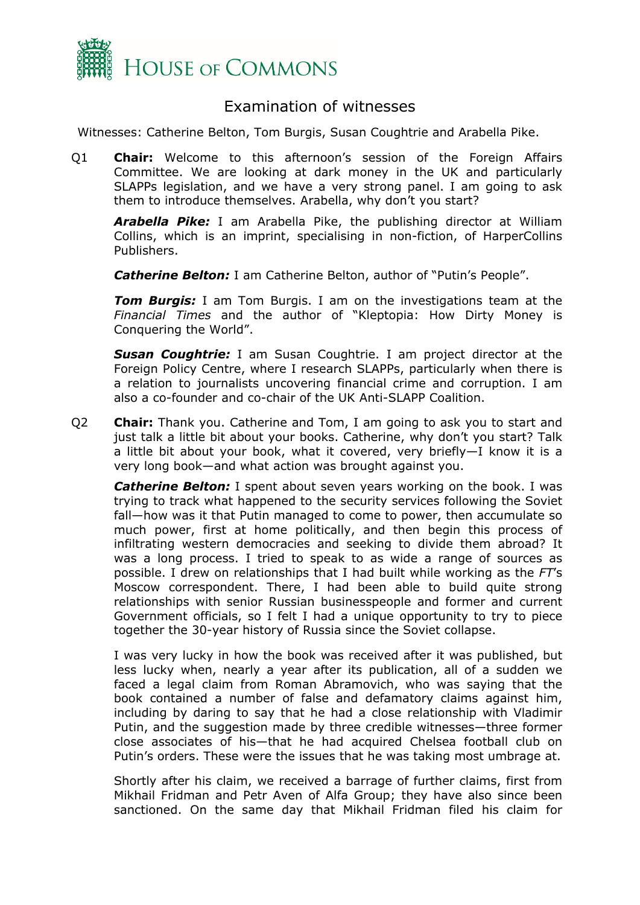# HOUSE OF COMMONS

## Examination of witnesses

Witnesses: Catherine Belton, Tom Burgis, Susan Coughtrie and Arabella Pike.

Q1 **Chair:** Welcome to this afternoon's session of the Foreign Affairs Committee. We are looking at dark money in the UK and particularly SLAPPs legislation, and we have a very strong panel. I am going to ask them to introduce themselves. Arabella, why don't you start?

***Arabella Pike:*** I am Arabella Pike, the publishing director at William Collins, which is an imprint, specialising in non-fiction, of HarperCollins Publishers.

***Catherine Belton:*** I am Catherine Belton, author of "Putin's People".

***Tom Burgis:*** I am Tom Burgis. I am on the investigations team at the *Financial Times* and the author of "Kleptopia: How Dirty Money is Conquering the World".

***Susan Coughtrie:*** I am Susan Coughtrie. I am project director at the Foreign Policy Centre, where I research SLAPPs, particularly when there is a relation to journalists uncovering financial crime and corruption. I am also a co-founder and co-chair of the UK Anti-SLAPP Coalition.

Q2 **Chair:** Thank you. Catherine and Tom, I am going to ask you to start and just talk a little bit about your books. Catherine, why don't you start? Talk a little bit about your book, what it covered, very briefly—I know it is a very long book—and what action was brought against you.

***Catherine Belton:*** I spent about seven years working on the book. I was trying to track what happened to the security services following the Soviet fall—how was it that Putin managed to come to power, then accumulate so much power, first at home politically, and then begin this process of infiltrating western democracies and seeking to divide them abroad? It was a long process. I tried to speak to as wide a range of sources as possible. I drew on relationships that I had built while working as the *FT*'s Moscow correspondent. There, I had been able to build quite strong relationships with senior Russian businesspeople and former and current Government officials, so I felt I had a unique opportunity to try to piece together the 30-year history of Russia since the Soviet collapse.

I was very lucky in how the book was received after it was published, but less lucky when, nearly a year after its publication, all of a sudden we faced a legal claim from Roman Abramovich, who was saying that the book contained a number of false and defamatory claims against him, including by daring to say that he had a close relationship with Vladimir Putin, and the suggestion made by three credible witnesses—three former close associates of his—that he had acquired Chelsea football club on Putin's orders. These were the issues that he was taking most umbrage at.

Shortly after his claim, we received a barrage of further claims, first from Mikhail Fridman and Petr Aven of Alfa Group; they have also since been sanctioned. On the same day that Mikhail Fridman filed his claim for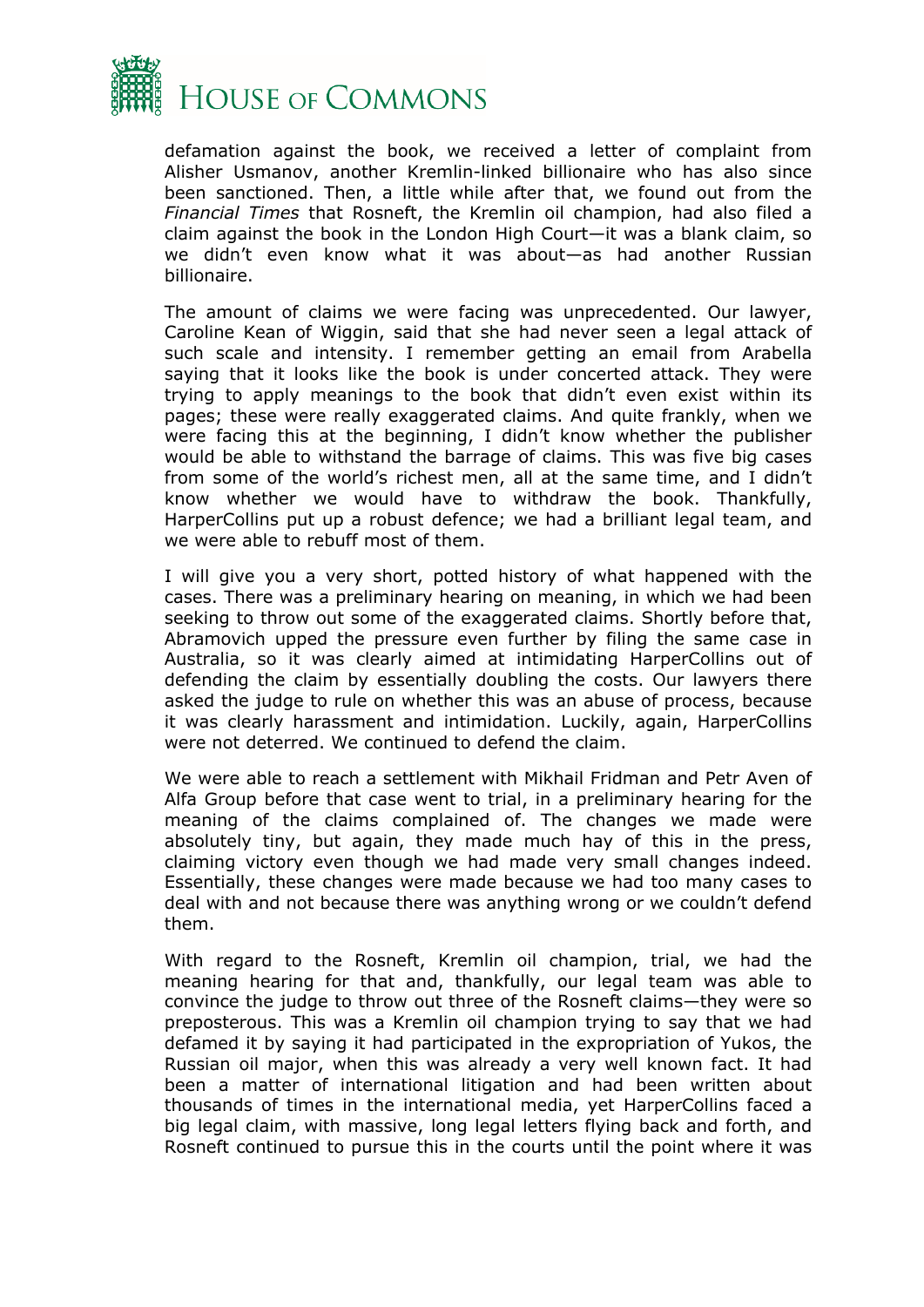defamation against the book, we received a letter of complaint from Alisher Usmanov, another Kremlin-linked billionaire who has also since been sanctioned. Then, a little while after that, we found out from the *Financial Times* that Rosneft, the Kremlin oil champion, had also filed a claim against the book in the London High Court—it was a blank claim, so we didn't even know what it was about—as had another Russian billionaire.

The amount of claims we were facing was unprecedented. Our lawyer, Caroline Kean of Wiggin, said that she had never seen a legal attack of such scale and intensity. I remember getting an email from Arabella saying that it looks like the book is under concerted attack. They were trying to apply meanings to the book that didn't even exist within its pages; these were really exaggerated claims. And quite frankly, when we were facing this at the beginning, I didn't know whether the publisher would be able to withstand the barrage of claims. This was five big cases from some of the world's richest men, all at the same time, and I didn't know whether we would have to withdraw the book. Thankfully, HarperCollins put up a robust defence; we had a brilliant legal team, and we were able to rebuff most of them.

I will give you a very short, potted history of what happened with the cases. There was a preliminary hearing on meaning, in which we had been seeking to throw out some of the exaggerated claims. Shortly before that, Abramovich upped the pressure even further by filing the same case in Australia, so it was clearly aimed at intimidating HarperCollins out of defending the claim by essentially doubling the costs. Our lawyers there asked the judge to rule on whether this was an abuse of process, because it was clearly harassment and intimidation. Luckily, again, HarperCollins were not deterred. We continued to defend the claim.

We were able to reach a settlement with Mikhail Fridman and Petr Aven of Alfa Group before that case went to trial, in a preliminary hearing for the meaning of the claims complained of. The changes we made were absolutely tiny, but again, they made much hay of this in the press, claiming victory even though we had made very small changes indeed. Essentially, these changes were made because we had too many cases to deal with and not because there was anything wrong or we couldn't defend them.

With regard to the Rosneft, Kremlin oil champion, trial, we had the meaning hearing for that and, thankfully, our legal team was able to convince the judge to throw out three of the Rosneft claims—they were so preposterous. This was a Kremlin oil champion trying to say that we had defamed it by saying it had participated in the expropriation of Yukos, the Russian oil major, when this was already a very well known fact. It had been a matter of international litigation and had been written about thousands of times in the international media, yet HarperCollins faced a big legal claim, with massive, long legal letters flying back and forth, and Rosneft continued to pursue this in the courts until the point where it was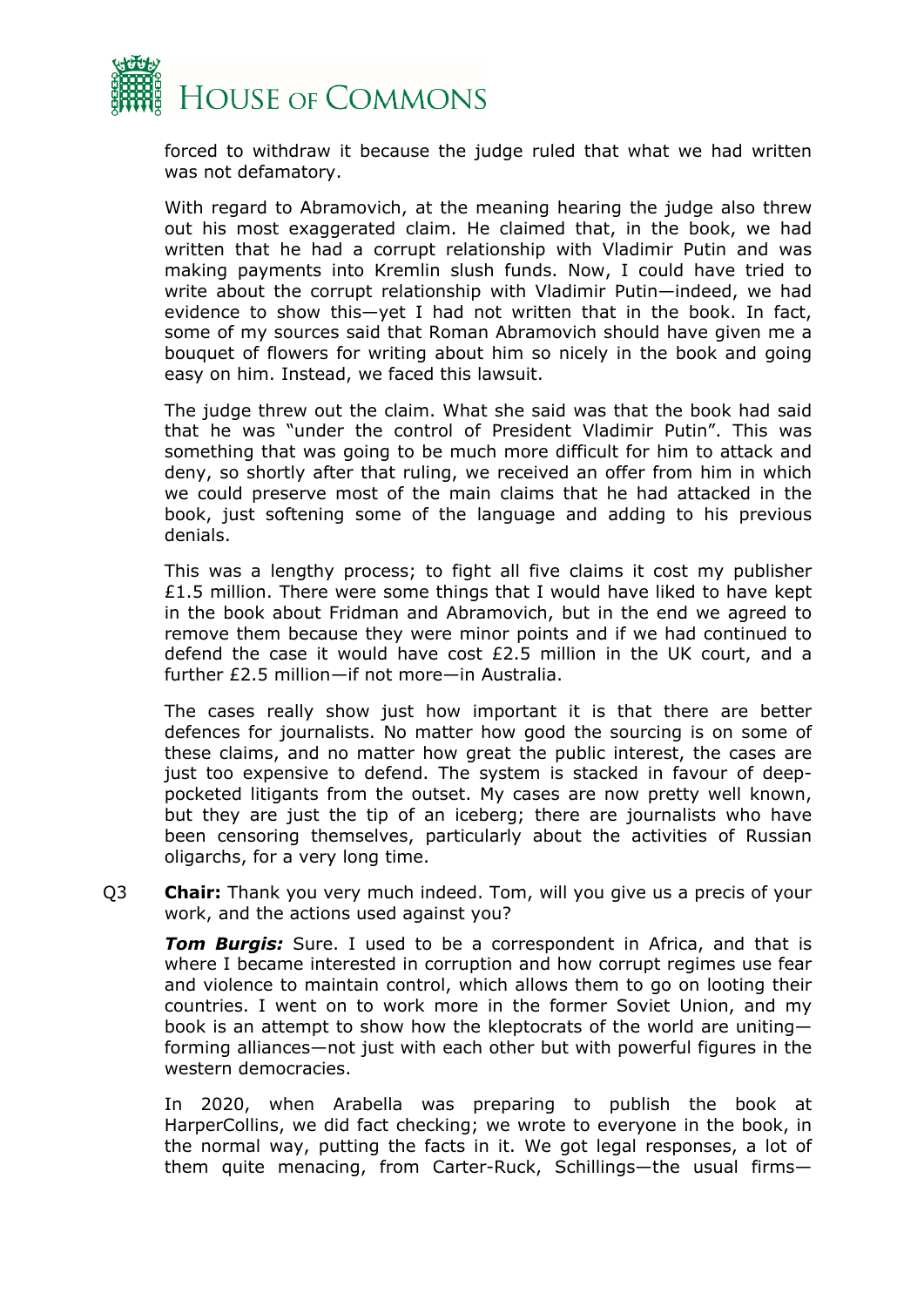forced to withdraw it because the judge ruled that what we had written was not defamatory.

With regard to Abramovich, at the meaning hearing the judge also threw out his most exaggerated claim. He claimed that, in the book, we had written that he had a corrupt relationship with Vladimir Putin and was making payments into Kremlin slush funds. Now, I could have tried to write about the corrupt relationship with Vladimir Putin—indeed, we had evidence to show this—yet I had not written that in the book. In fact, some of my sources said that Roman Abramovich should have given me a bouquet of flowers for writing about him so nicely in the book and going easy on him. Instead, we faced this lawsuit.

The judge threw out the claim. What she said was that the book had said that he was "under the control of President Vladimir Putin". This was something that was going to be much more difficult for him to attack and deny, so shortly after that ruling, we received an offer from him in which we could preserve most of the main claims that he had attacked in the book, just softening some of the language and adding to his previous denials.

This was a lengthy process; to fight all five claims it cost my publisher £1.5 million. There were some things that I would have liked to have kept in the book about Fridman and Abramovich, but in the end we agreed to remove them because they were minor points and if we had continued to defend the case it would have cost £2.5 million in the UK court, and a further £2.5 million—if not more—in Australia.

The cases really show just how important it is that there are better defences for journalists. No matter how good the sourcing is on some of these claims, and no matter how great the public interest, the cases are just too expensive to defend. The system is stacked in favour of deep-pocketed litigants from the outset. My cases are now pretty well known, but they are just the tip of an iceberg; there are journalists who have been censoring themselves, particularly about the activities of Russian oligarchs, for a very long time.

Q3 **Chair:** Thank you very much indeed. Tom, will you give us a precis of your work, and the actions used against you?

***Tom Burgis:*** Sure. I used to be a correspondent in Africa, and that is where I became interested in corruption and how corrupt regimes use fear and violence to maintain control, which allows them to go on looting their countries. I went on to work more in the former Soviet Union, and my book is an attempt to show how the kleptocrats of the world are uniting—forming alliances—not just with each other but with powerful figures in the western democracies.

In 2020, when Arabella was preparing to publish the book at HarperCollins, we did fact checking; we wrote to everyone in the book, in the normal way, putting the facts in it. We got legal responses, a lot of them quite menacing, from Carter-Ruck, Schillings—the usual firms—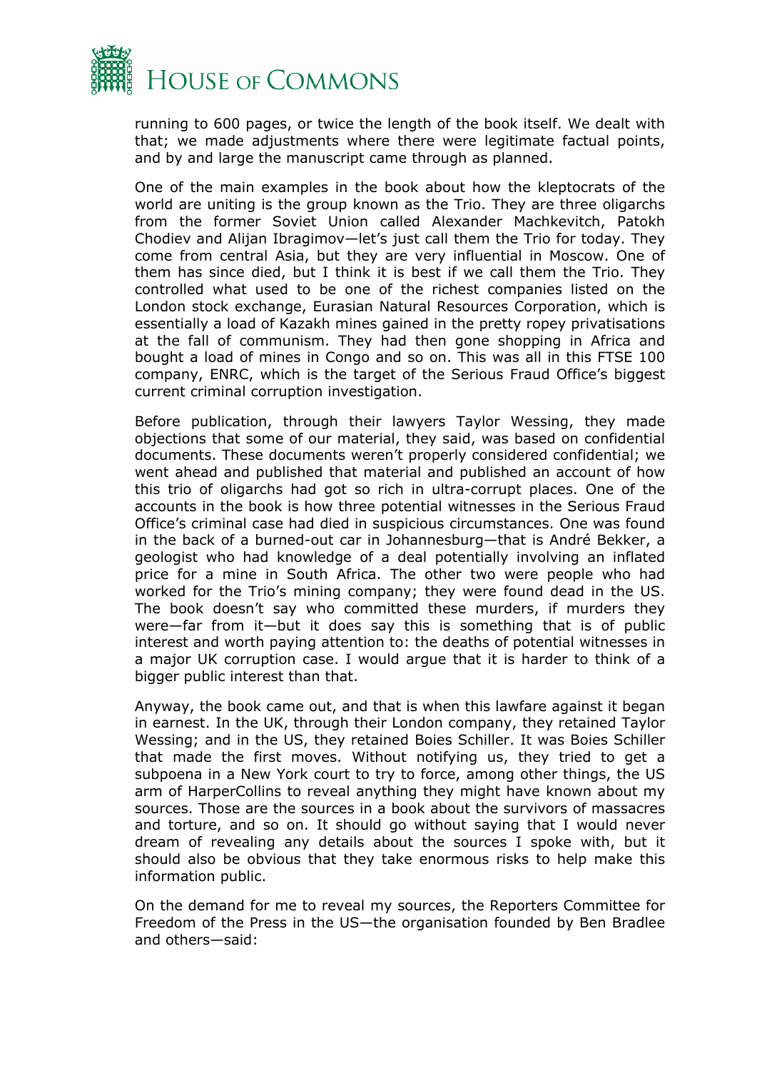running to 600 pages, or twice the length of the book itself. We dealt with that; we made adjustments where there were legitimate factual points, and by and large the manuscript came through as planned.

One of the main examples in the book about how the kleptocrats of the world are uniting is the group known as the Trio. They are three oligarchs from the former Soviet Union called Alexander Machkevitch, Patokh Chodiev and Alijan Ibragimov—let's just call them the Trio for today. They come from central Asia, but they are very influential in Moscow. One of them has since died, but I think it is best if we call them the Trio. They controlled what used to be one of the richest companies listed on the London stock exchange, Eurasian Natural Resources Corporation, which is essentially a load of Kazakh mines gained in the pretty ropey privatisations at the fall of communism. They had then gone shopping in Africa and bought a load of mines in Congo and so on. This was all in this FTSE 100 company, ENRC, which is the target of the Serious Fraud Office's biggest current criminal corruption investigation.

Before publication, through their lawyers Taylor Wessing, they made objections that some of our material, they said, was based on confidential documents. These documents weren't properly considered confidential; we went ahead and published that material and published an account of how this trio of oligarchs had got so rich in ultra-corrupt places. One of the accounts in the book is how three potential witnesses in the Serious Fraud Office's criminal case had died in suspicious circumstances. One was found in the back of a burned-out car in Johannesburg—that is André Bekker, a geologist who had knowledge of a deal potentially involving an inflated price for a mine in South Africa. The other two were people who had worked for the Trio's mining company; they were found dead in the US. The book doesn't say who committed these murders, if murders they were—far from it—but it does say this is something that is of public interest and worth paying attention to: the deaths of potential witnesses in a major UK corruption case. I would argue that it is harder to think of a bigger public interest than that.

Anyway, the book came out, and that is when this lawfare against it began in earnest. In the UK, through their London company, they retained Taylor Wessing; and in the US, they retained Boies Schiller. It was Boies Schiller that made the first moves. Without notifying us, they tried to get a subpoena in a New York court to try to force, among other things, the US arm of HarperCollins to reveal anything they might have known about my sources. Those are the sources in a book about the survivors of massacres and torture, and so on. It should go without saying that I would never dream of revealing any details about the sources I spoke with, but it should also be obvious that they take enormous risks to help make this information public.

On the demand for me to reveal my sources, the Reporters Committee for Freedom of the Press in the US—the organisation founded by Ben Bradlee and others—said: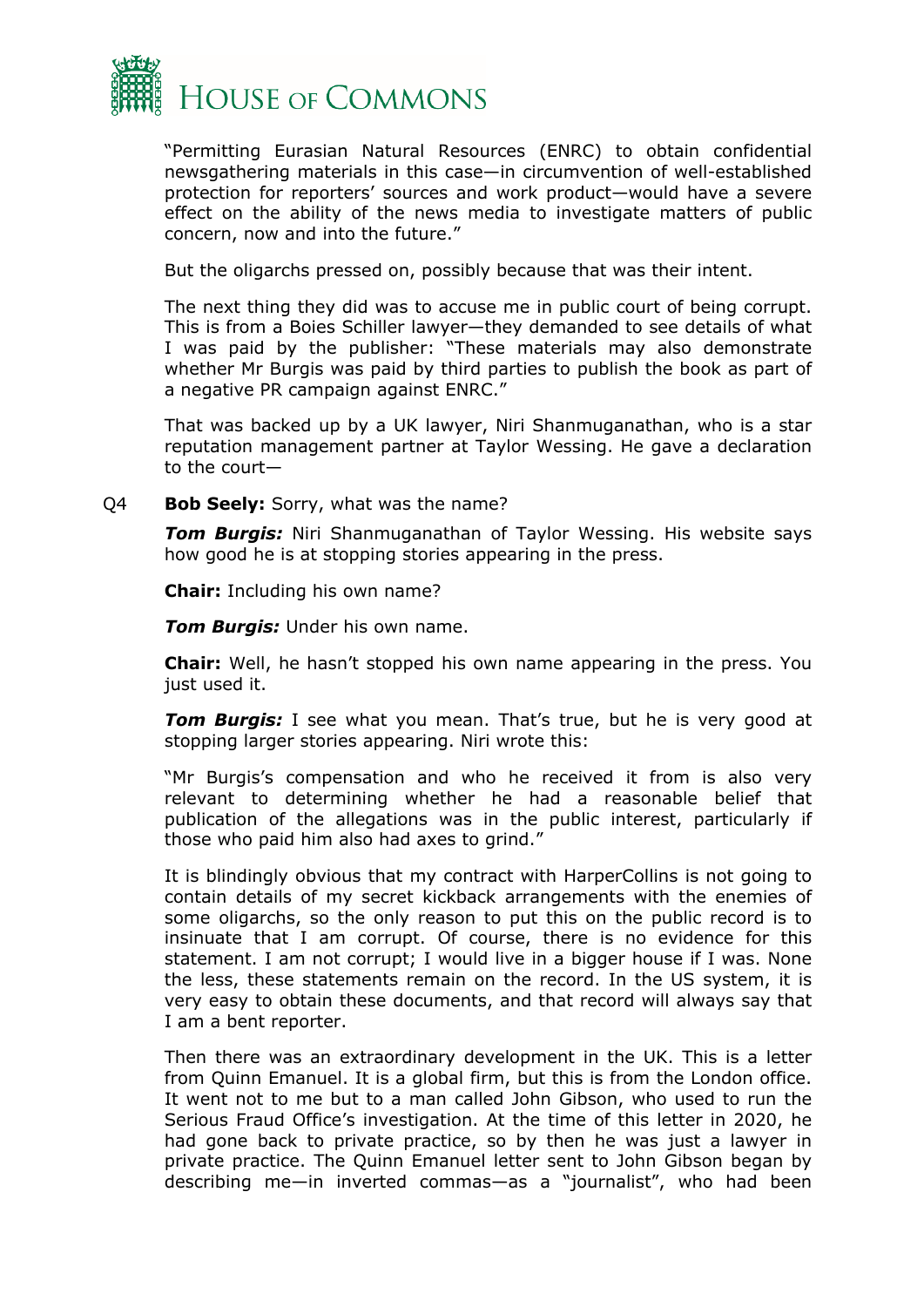"Permitting Eurasian Natural Resources (ENRC) to obtain confidential newsgathering materials in this case—in circumvention of well-established protection for reporters' sources and work product—would have a severe effect on the ability of the news media to investigate matters of public concern, now and into the future."

But the oligarchs pressed on, possibly because that was their intent.

The next thing they did was to accuse me in public court of being corrupt. This is from a Boies Schiller lawyer—they demanded to see details of what I was paid by the publisher: "These materials may also demonstrate whether Mr Burgis was paid by third parties to publish the book as part of a negative PR campaign against ENRC."

That was backed up by a UK lawyer, Niri Shanmuganathan, who is a star reputation management partner at Taylor Wessing. He gave a declaration to the court—

Q4 **Bob Seely:** Sorry, what was the name?

***Tom Burgis:*** Niri Shanmuganathan of Taylor Wessing. His website says how good he is at stopping stories appearing in the press.

**Chair:** Including his own name?

***Tom Burgis:*** Under his own name.

**Chair:** Well, he hasn't stopped his own name appearing in the press. You just used it.

***Tom Burgis:*** I see what you mean. That's true, but he is very good at stopping larger stories appearing. Niri wrote this:

"Mr Burgis's compensation and who he received it from is also very relevant to determining whether he had a reasonable belief that publication of the allegations was in the public interest, particularly if those who paid him also had axes to grind."

It is blindingly obvious that my contract with HarperCollins is not going to contain details of my secret kickback arrangements with the enemies of some oligarchs, so the only reason to put this on the public record is to insinuate that I am corrupt. Of course, there is no evidence for this statement. I am not corrupt; I would live in a bigger house if I was. None the less, these statements remain on the record. In the US system, it is very easy to obtain these documents, and that record will always say that I am a bent reporter.

Then there was an extraordinary development in the UK. This is a letter from Quinn Emanuel. It is a global firm, but this is from the London office. It went not to me but to a man called John Gibson, who used to run the Serious Fraud Office's investigation. At the time of this letter in 2020, he had gone back to private practice, so by then he was just a lawyer in private practice. The Quinn Emanuel letter sent to John Gibson began by describing me—in inverted commas—as a "journalist", who had been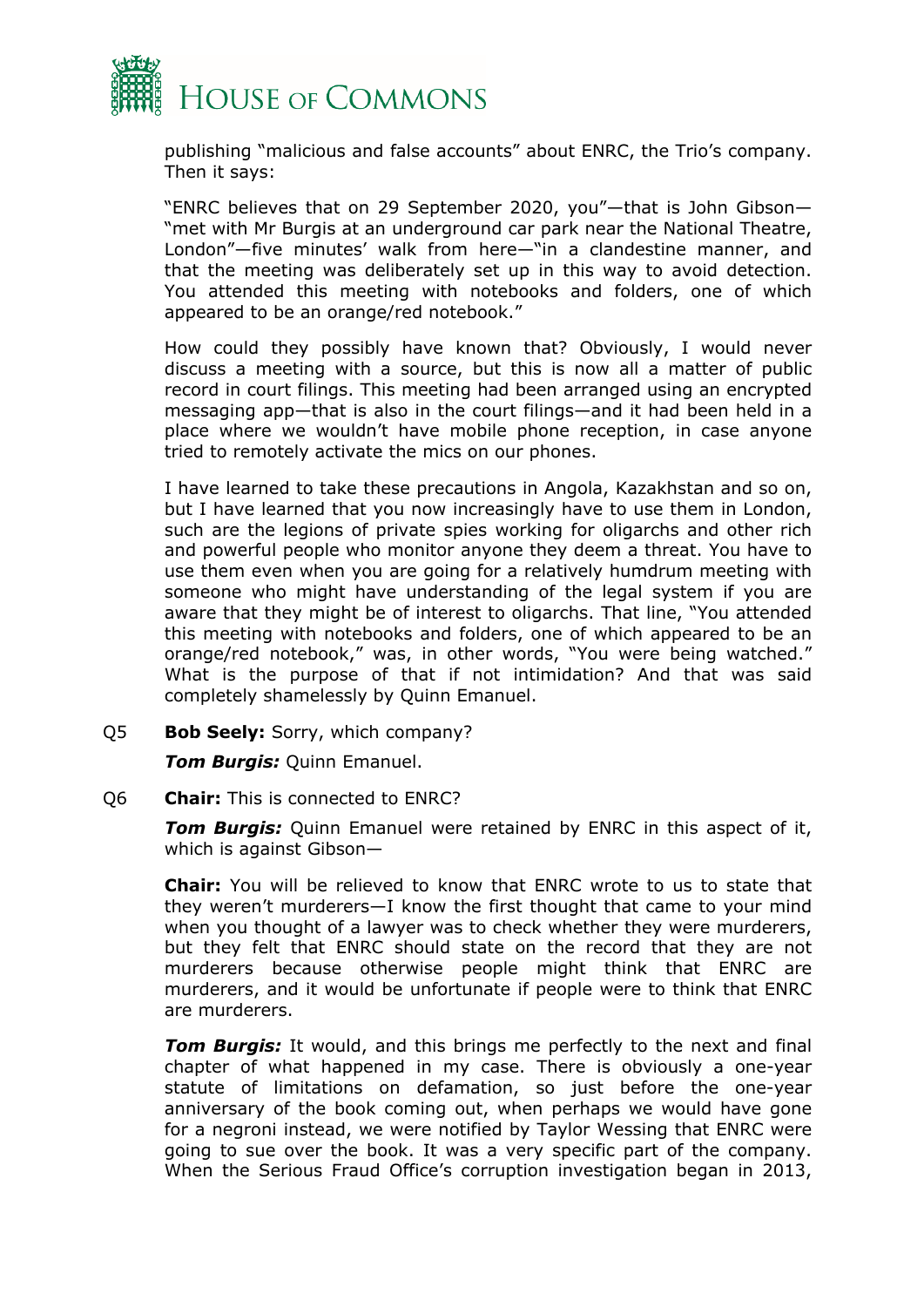publishing "malicious and false accounts" about ENRC, the Trio's company. Then it says:

"ENRC believes that on 29 September 2020, you"—that is John Gibson—"met with Mr Burgis at an underground car park near the National Theatre, London"—five minutes' walk from here—"in a clandestine manner, and that the meeting was deliberately set up in this way to avoid detection. You attended this meeting with notebooks and folders, one of which appeared to be an orange/red notebook."

How could they possibly have known that? Obviously, I would never discuss a meeting with a source, but this is now all a matter of public record in court filings. This meeting had been arranged using an encrypted messaging app—that is also in the court filings—and it had been held in a place where we wouldn't have mobile phone reception, in case anyone tried to remotely activate the mics on our phones.

I have learned to take these precautions in Angola, Kazakhstan and so on, but I have learned that you now increasingly have to use them in London, such are the legions of private spies working for oligarchs and other rich and powerful people who monitor anyone they deem a threat. You have to use them even when you are going for a relatively humdrum meeting with someone who might have understanding of the legal system if you are aware that they might be of interest to oligarchs. That line, "You attended this meeting with notebooks and folders, one of which appeared to be an orange/red notebook," was, in other words, "You were being watched." What is the purpose of that if not intimidation? And that was said completely shamelessly by Quinn Emanuel.

Q5 **Bob Seely:** Sorry, which company?

***Tom Burgis:*** Quinn Emanuel.

Q6 **Chair:** This is connected to ENRC?

***Tom Burgis:*** Quinn Emanuel were retained by ENRC in this aspect of it, which is against Gibson—

**Chair:** You will be relieved to know that ENRC wrote to us to state that they weren't murderers—I know the first thought that came to your mind when you thought of a lawyer was to check whether they were murderers, but they felt that ENRC should state on the record that they are not murderers because otherwise people might think that ENRC are murderers, and it would be unfortunate if people were to think that ENRC are murderers.

***Tom Burgis:*** It would, and this brings me perfectly to the next and final chapter of what happened in my case. There is obviously a one-year statute of limitations on defamation, so just before the one-year anniversary of the book coming out, when perhaps we would have gone for a negroni instead, we were notified by Taylor Wessing that ENRC were going to sue over the book. It was a very specific part of the company. When the Serious Fraud Office's corruption investigation began in 2013,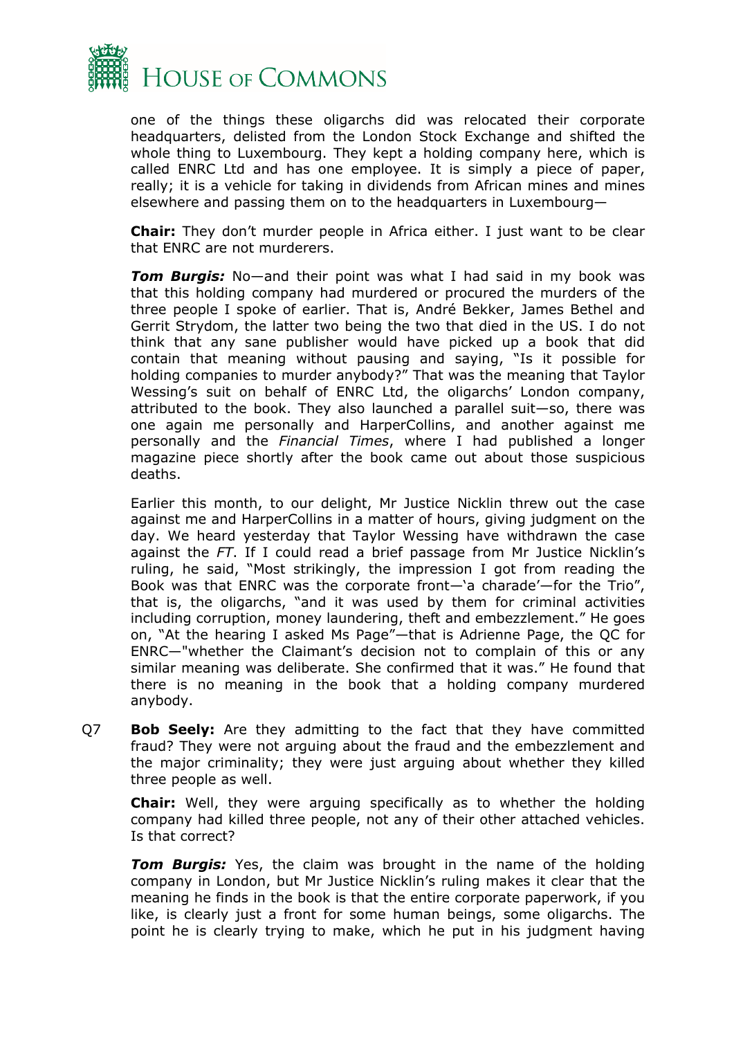one of the things these oligarchs did was relocated their corporate headquarters, delisted from the London Stock Exchange and shifted the whole thing to Luxembourg. They kept a holding company here, which is called ENRC Ltd and has one employee. It is simply a piece of paper, really; it is a vehicle for taking in dividends from African mines and mines elsewhere and passing them on to the headquarters in Luxembourg—

**Chair:** They don't murder people in Africa either. I just want to be clear that ENRC are not murderers.

***Tom Burgis:*** No—and their point was what I had said in my book was that this holding company had murdered or procured the murders of the three people I spoke of earlier. That is, André Bekker, James Bethel and Gerrit Strydom, the latter two being the two that died in the US. I do not think that any sane publisher would have picked up a book that did contain that meaning without pausing and saying, "Is it possible for holding companies to murder anybody?" That was the meaning that Taylor Wessing's suit on behalf of ENRC Ltd, the oligarchs' London company, attributed to the book. They also launched a parallel suit—so, there was one again me personally and HarperCollins, and another against me personally and the *Financial Times*, where I had published a longer magazine piece shortly after the book came out about those suspicious deaths.

Earlier this month, to our delight, Mr Justice Nicklin threw out the case against me and HarperCollins in a matter of hours, giving judgment on the day. We heard yesterday that Taylor Wessing have withdrawn the case against the *FT*. If I could read a brief passage from Mr Justice Nicklin's ruling, he said, "Most strikingly, the impression I got from reading the Book was that ENRC was the corporate front—'a charade'—for the Trio", that is, the oligarchs, "and it was used by them for criminal activities including corruption, money laundering, theft and embezzlement." He goes on, "At the hearing I asked Ms Page"—that is Adrienne Page, the QC for ENRC—"whether the Claimant's decision not to complain of this or any similar meaning was deliberate. She confirmed that it was." He found that there is no meaning in the book that a holding company murdered anybody.

Q7 **Bob Seely:** Are they admitting to the fact that they have committed fraud? They were not arguing about the fraud and the embezzlement and the major criminality; they were just arguing about whether they killed three people as well.

**Chair:** Well, they were arguing specifically as to whether the holding company had killed three people, not any of their other attached vehicles. Is that correct?

***Tom Burgis:*** Yes, the claim was brought in the name of the holding company in London, but Mr Justice Nicklin's ruling makes it clear that the meaning he finds in the book is that the entire corporate paperwork, if you like, is clearly just a front for some human beings, some oligarchs. The point he is clearly trying to make, which he put in his judgment having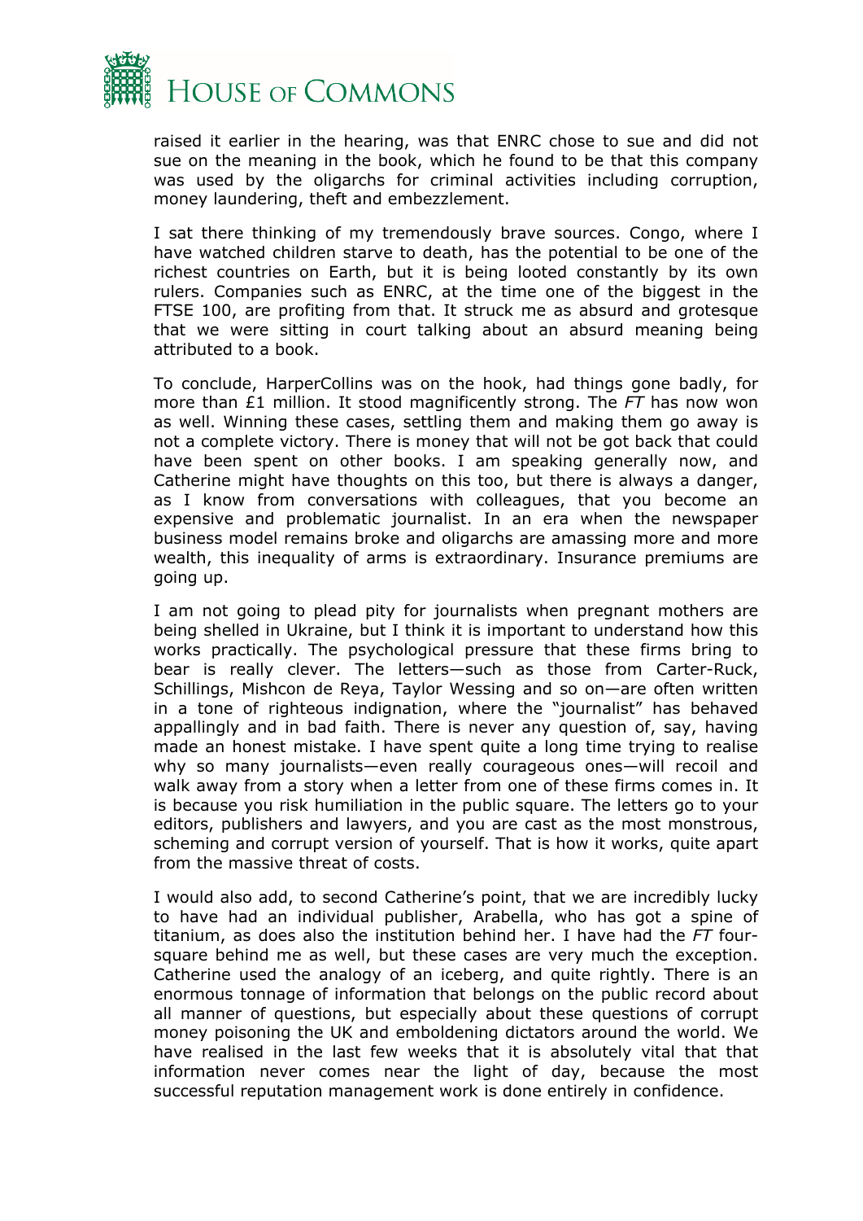raised it earlier in the hearing, was that ENRC chose to sue and did not sue on the meaning in the book, which he found to be that this company was used by the oligarchs for criminal activities including corruption, money laundering, theft and embezzlement.

I sat there thinking of my tremendously brave sources. Congo, where I have watched children starve to death, has the potential to be one of the richest countries on Earth, but it is being looted constantly by its own rulers. Companies such as ENRC, at the time one of the biggest in the FTSE 100, are profiting from that. It struck me as absurd and grotesque that we were sitting in court talking about an absurd meaning being attributed to a book.

To conclude, HarperCollins was on the hook, had things gone badly, for more than £1 million. It stood magnificently strong. The *FT* has now won as well. Winning these cases, settling them and making them go away is not a complete victory. There is money that will not be got back that could have been spent on other books. I am speaking generally now, and Catherine might have thoughts on this too, but there is always a danger, as I know from conversations with colleagues, that you become an expensive and problematic journalist. In an era when the newspaper business model remains broke and oligarchs are amassing more and more wealth, this inequality of arms is extraordinary. Insurance premiums are going up.

I am not going to plead pity for journalists when pregnant mothers are being shelled in Ukraine, but I think it is important to understand how this works practically. The psychological pressure that these firms bring to bear is really clever. The letters—such as those from Carter-Ruck, Schillings, Mishcon de Reya, Taylor Wessing and so on—are often written in a tone of righteous indignation, where the "journalist" has behaved appallingly and in bad faith. There is never any question of, say, having made an honest mistake. I have spent quite a long time trying to realise why so many journalists—even really courageous ones—will recoil and walk away from a story when a letter from one of these firms comes in. It is because you risk humiliation in the public square. The letters go to your editors, publishers and lawyers, and you are cast as the most monstrous, scheming and corrupt version of yourself. That is how it works, quite apart from the massive threat of costs.

I would also add, to second Catherine's point, that we are incredibly lucky to have had an individual publisher, Arabella, who has got a spine of titanium, as does also the institution behind her. I have had the *FT* four-square behind me as well, but these cases are very much the exception. Catherine used the analogy of an iceberg, and quite rightly. There is an enormous tonnage of information that belongs on the public record about all manner of questions, but especially about these questions of corrupt money poisoning the UK and emboldening dictators around the world. We have realised in the last few weeks that it is absolutely vital that that information never comes near the light of day, because the most successful reputation management work is done entirely in confidence.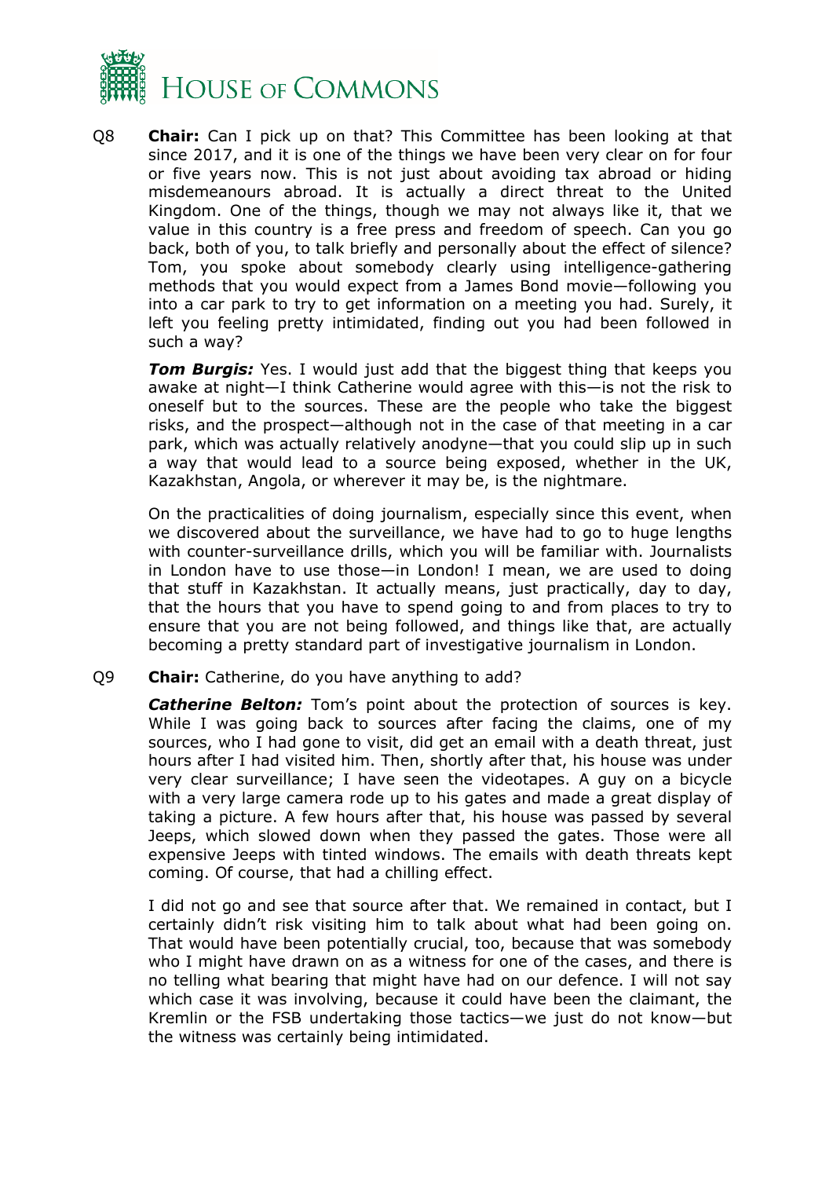Q8 **Chair:** Can I pick up on that? This Committee has been looking at that since 2017, and it is one of the things we have been very clear on for four or five years now. This is not just about avoiding tax abroad or hiding misdemeanours abroad. It is actually a direct threat to the United Kingdom. One of the things, though we may not always like it, that we value in this country is a free press and freedom of speech. Can you go back, both of you, to talk briefly and personally about the effect of silence? Tom, you spoke about somebody clearly using intelligence-gathering methods that you would expect from a James Bond movie—following you into a car park to try to get information on a meeting you had. Surely, it left you feeling pretty intimidated, finding out you had been followed in such a way?

***Tom Burgis:*** Yes. I would just add that the biggest thing that keeps you awake at night—I think Catherine would agree with this—is not the risk to oneself but to the sources. These are the people who take the biggest risks, and the prospect—although not in the case of that meeting in a car park, which was actually relatively anodyne—that you could slip up in such a way that would lead to a source being exposed, whether in the UK, Kazakhstan, Angola, or wherever it may be, is the nightmare.

On the practicalities of doing journalism, especially since this event, when we discovered about the surveillance, we have had to go to huge lengths with counter-surveillance drills, which you will be familiar with. Journalists in London have to use those—in London! I mean, we are used to doing that stuff in Kazakhstan. It actually means, just practically, day to day, that the hours that you have to spend going to and from places to try to ensure that you are not being followed, and things like that, are actually becoming a pretty standard part of investigative journalism in London.

Q9 **Chair:** Catherine, do you have anything to add?

***Catherine Belton:*** Tom's point about the protection of sources is key. While I was going back to sources after facing the claims, one of my sources, who I had gone to visit, did get an email with a death threat, just hours after I had visited him. Then, shortly after that, his house was under very clear surveillance; I have seen the videotapes. A guy on a bicycle with a very large camera rode up to his gates and made a great display of taking a picture. A few hours after that, his house was passed by several Jeeps, which slowed down when they passed the gates. Those were all expensive Jeeps with tinted windows. The emails with death threats kept coming. Of course, that had a chilling effect.

I did not go and see that source after that. We remained in contact, but I certainly didn't risk visiting him to talk about what had been going on. That would have been potentially crucial, too, because that was somebody who I might have drawn on as a witness for one of the cases, and there is no telling what bearing that might have had on our defence. I will not say which case it was involving, because it could have been the claimant, the Kremlin or the FSB undertaking those tactics—we just do not know—but the witness was certainly being intimidated.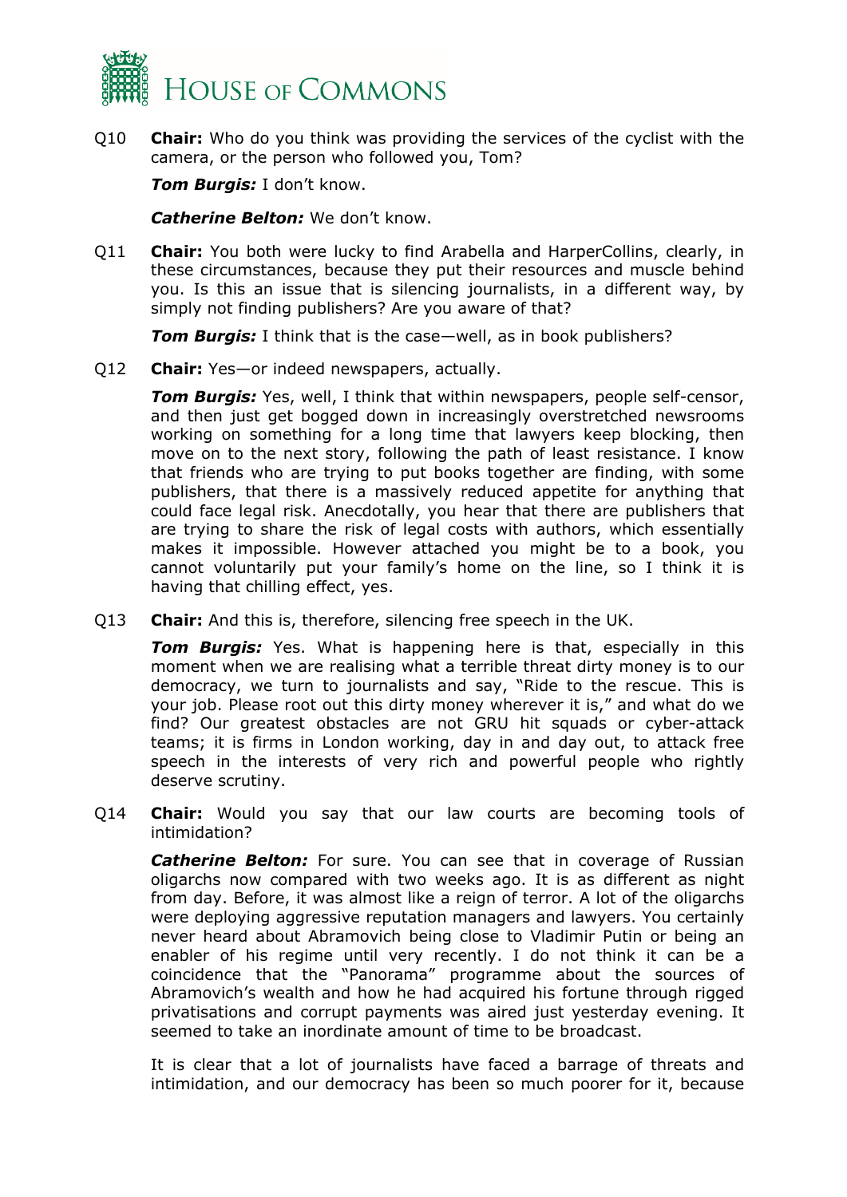Q10 **Chair:** Who do you think was providing the services of the cyclist with the camera, or the person who followed you, Tom?

***Tom Burgis:*** I don't know.

***Catherine Belton:*** We don't know.

Q11 **Chair:** You both were lucky to find Arabella and HarperCollins, clearly, in these circumstances, because they put their resources and muscle behind you. Is this an issue that is silencing journalists, in a different way, by simply not finding publishers? Are you aware of that?

***Tom Burgis:*** I think that is the case—well, as in book publishers?

Q12 **Chair:** Yes—or indeed newspapers, actually.

***Tom Burgis:*** Yes, well, I think that within newspapers, people self-censor, and then just get bogged down in increasingly overstretched newsrooms working on something for a long time that lawyers keep blocking, then move on to the next story, following the path of least resistance. I know that friends who are trying to put books together are finding, with some publishers, that there is a massively reduced appetite for anything that could face legal risk. Anecdotally, you hear that there are publishers that are trying to share the risk of legal costs with authors, which essentially makes it impossible. However attached you might be to a book, you cannot voluntarily put your family's home on the line, so I think it is having that chilling effect, yes.

Q13 **Chair:** And this is, therefore, silencing free speech in the UK.

***Tom Burgis:*** Yes. What is happening here is that, especially in this moment when we are realising what a terrible threat dirty money is to our democracy, we turn to journalists and say, "Ride to the rescue. This is your job. Please root out this dirty money wherever it is," and what do we find? Our greatest obstacles are not GRU hit squads or cyber-attack teams; it is firms in London working, day in and day out, to attack free speech in the interests of very rich and powerful people who rightly deserve scrutiny.

Q14 **Chair:** Would you say that our law courts are becoming tools of intimidation?

***Catherine Belton:*** For sure. You can see that in coverage of Russian oligarchs now compared with two weeks ago. It is as different as night from day. Before, it was almost like a reign of terror. A lot of the oligarchs were deploying aggressive reputation managers and lawyers. You certainly never heard about Abramovich being close to Vladimir Putin or being an enabler of his regime until very recently. I do not think it can be a coincidence that the "Panorama" programme about the sources of Abramovich's wealth and how he had acquired his fortune through rigged privatisations and corrupt payments was aired just yesterday evening. It seemed to take an inordinate amount of time to be broadcast.

It is clear that a lot of journalists have faced a barrage of threats and intimidation, and our democracy has been so much poorer for it, because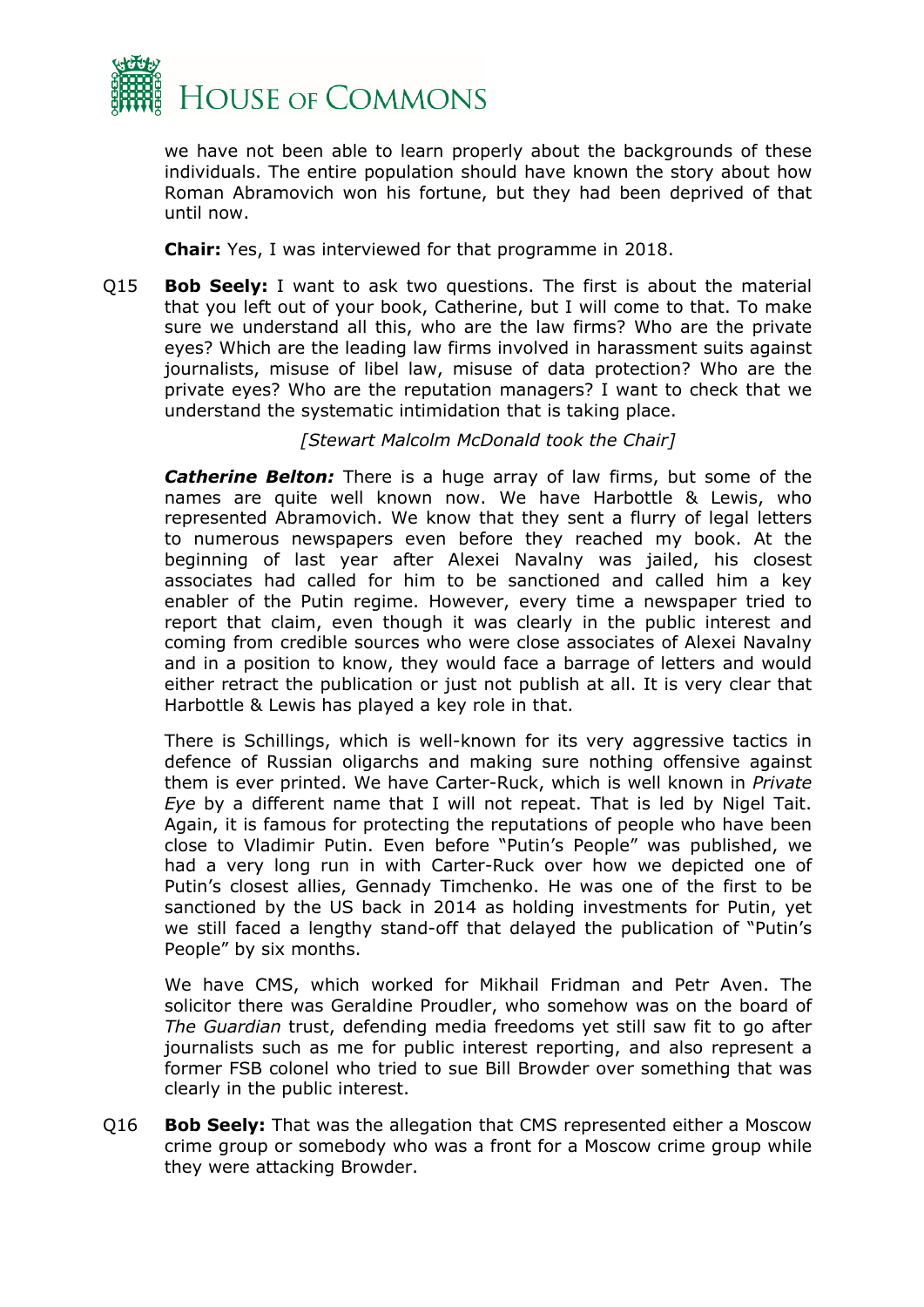we have not been able to learn properly about the backgrounds of these individuals. The entire population should have known the story about how Roman Abramovich won his fortune, but they had been deprived of that until now.

**Chair:** Yes, I was interviewed for that programme in 2018.

Q15 **Bob Seely:** I want to ask two questions. The first is about the material that you left out of your book, Catherine, but I will come to that. To make sure we understand all this, who are the law firms? Who are the private eyes? Which are the leading law firms involved in harassment suits against journalists, misuse of libel law, misuse of data protection? Who are the private eyes? Who are the reputation managers? I want to check that we understand the systematic intimidation that is taking place.

*[Stewart Malcolm McDonald took the Chair]*

***Catherine Belton:*** There is a huge array of law firms, but some of the names are quite well known now. We have Harbottle & Lewis, who represented Abramovich. We know that they sent a flurry of legal letters to numerous newspapers even before they reached my book. At the beginning of last year after Alexei Navalny was jailed, his closest associates had called for him to be sanctioned and called him a key enabler of the Putin regime. However, every time a newspaper tried to report that claim, even though it was clearly in the public interest and coming from credible sources who were close associates of Alexei Navalny and in a position to know, they would face a barrage of letters and would either retract the publication or just not publish at all. It is very clear that Harbottle & Lewis has played a key role in that.

There is Schillings, which is well-known for its very aggressive tactics in defence of Russian oligarchs and making sure nothing offensive against them is ever printed. We have Carter-Ruck, which is well known in *Private Eye* by a different name that I will not repeat. That is led by Nigel Tait. Again, it is famous for protecting the reputations of people who have been close to Vladimir Putin. Even before "Putin's People" was published, we had a very long run in with Carter-Ruck over how we depicted one of Putin's closest allies, Gennady Timchenko. He was one of the first to be sanctioned by the US back in 2014 as holding investments for Putin, yet we still faced a lengthy stand-off that delayed the publication of "Putin's People" by six months.

We have CMS, which worked for Mikhail Fridman and Petr Aven. The solicitor there was Geraldine Proudler, who somehow was on the board of *The Guardian* trust, defending media freedoms yet still saw fit to go after journalists such as me for public interest reporting, and also represent a former FSB colonel who tried to sue Bill Browder over something that was clearly in the public interest.

Q16 **Bob Seely:** That was the allegation that CMS represented either a Moscow crime group or somebody who was a front for a Moscow crime group while they were attacking Browder.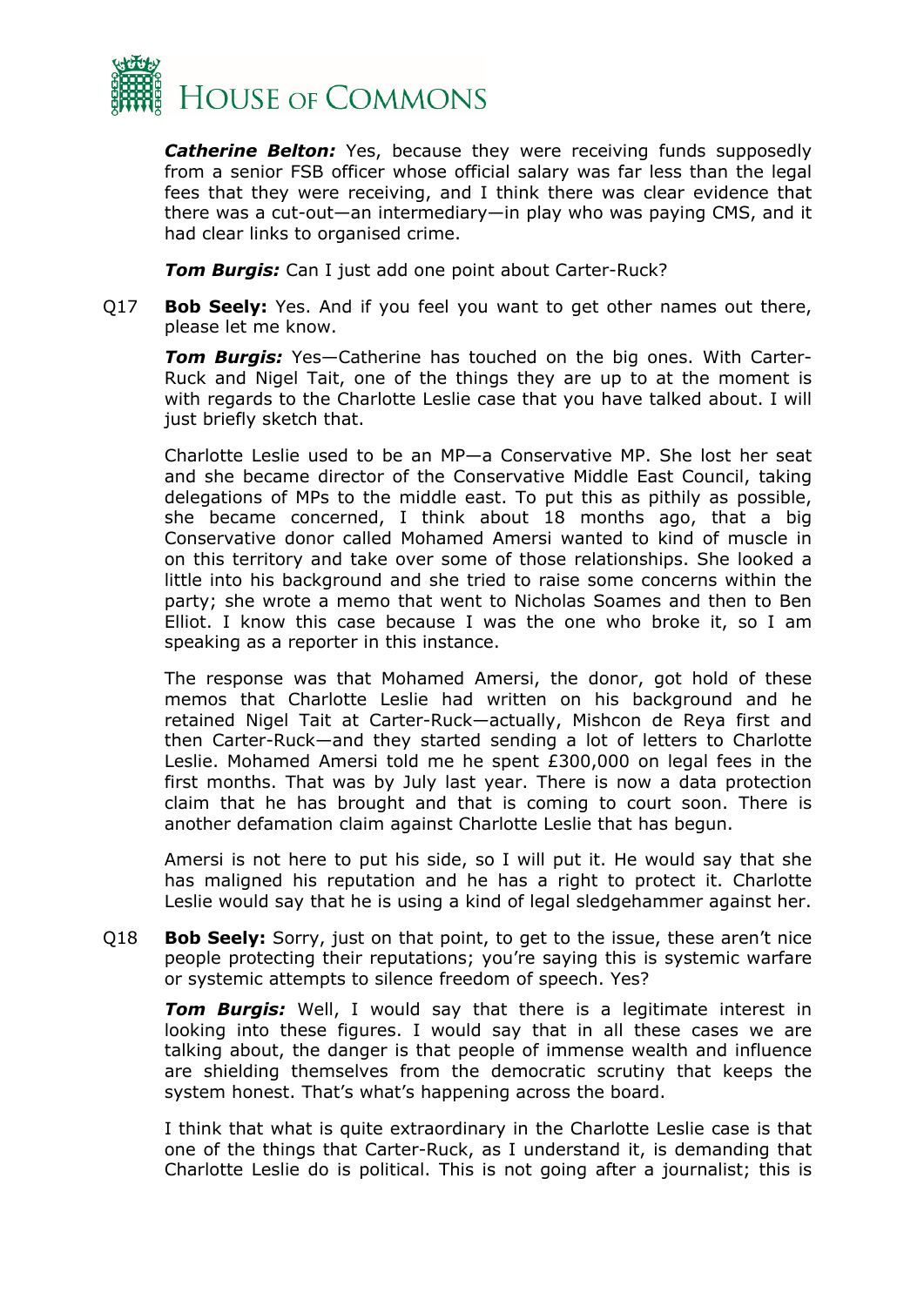***Catherine Belton:*** Yes, because they were receiving funds supposedly from a senior FSB officer whose official salary was far less than the legal fees that they were receiving, and I think there was clear evidence that there was a cut-out—an intermediary—in play who was paying CMS, and it had clear links to organised crime.

***Tom Burgis:*** Can I just add one point about Carter-Ruck?

Q17 **Bob Seely:** Yes. And if you feel you want to get other names out there, please let me know.

***Tom Burgis:*** Yes—Catherine has touched on the big ones. With Carter-Ruck and Nigel Tait, one of the things they are up to at the moment is with regards to the Charlotte Leslie case that you have talked about. I will just briefly sketch that.

Charlotte Leslie used to be an MP—a Conservative MP. She lost her seat and she became director of the Conservative Middle East Council, taking delegations of MPs to the middle east. To put this as pithily as possible, she became concerned, I think about 18 months ago, that a big Conservative donor called Mohamed Amersi wanted to kind of muscle in on this territory and take over some of those relationships. She looked a little into his background and she tried to raise some concerns within the party; she wrote a memo that went to Nicholas Soames and then to Ben Elliot. I know this case because I was the one who broke it, so I am speaking as a reporter in this instance.

The response was that Mohamed Amersi, the donor, got hold of these memos that Charlotte Leslie had written on his background and he retained Nigel Tait at Carter-Ruck—actually, Mishcon de Reya first and then Carter-Ruck—and they started sending a lot of letters to Charlotte Leslie. Mohamed Amersi told me he spent £300,000 on legal fees in the first months. That was by July last year. There is now a data protection claim that he has brought and that is coming to court soon. There is another defamation claim against Charlotte Leslie that has begun.

Amersi is not here to put his side, so I will put it. He would say that she has maligned his reputation and he has a right to protect it. Charlotte Leslie would say that he is using a kind of legal sledgehammer against her.

Q18 **Bob Seely:** Sorry, just on that point, to get to the issue, these aren't nice people protecting their reputations; you're saying this is systemic warfare or systemic attempts to silence freedom of speech. Yes?

***Tom Burgis:*** Well, I would say that there is a legitimate interest in looking into these figures. I would say that in all these cases we are talking about, the danger is that people of immense wealth and influence are shielding themselves from the democratic scrutiny that keeps the system honest. That's what's happening across the board.

I think that what is quite extraordinary in the Charlotte Leslie case is that one of the things that Carter-Ruck, as I understand it, is demanding that Charlotte Leslie do is political. This is not going after a journalist; this is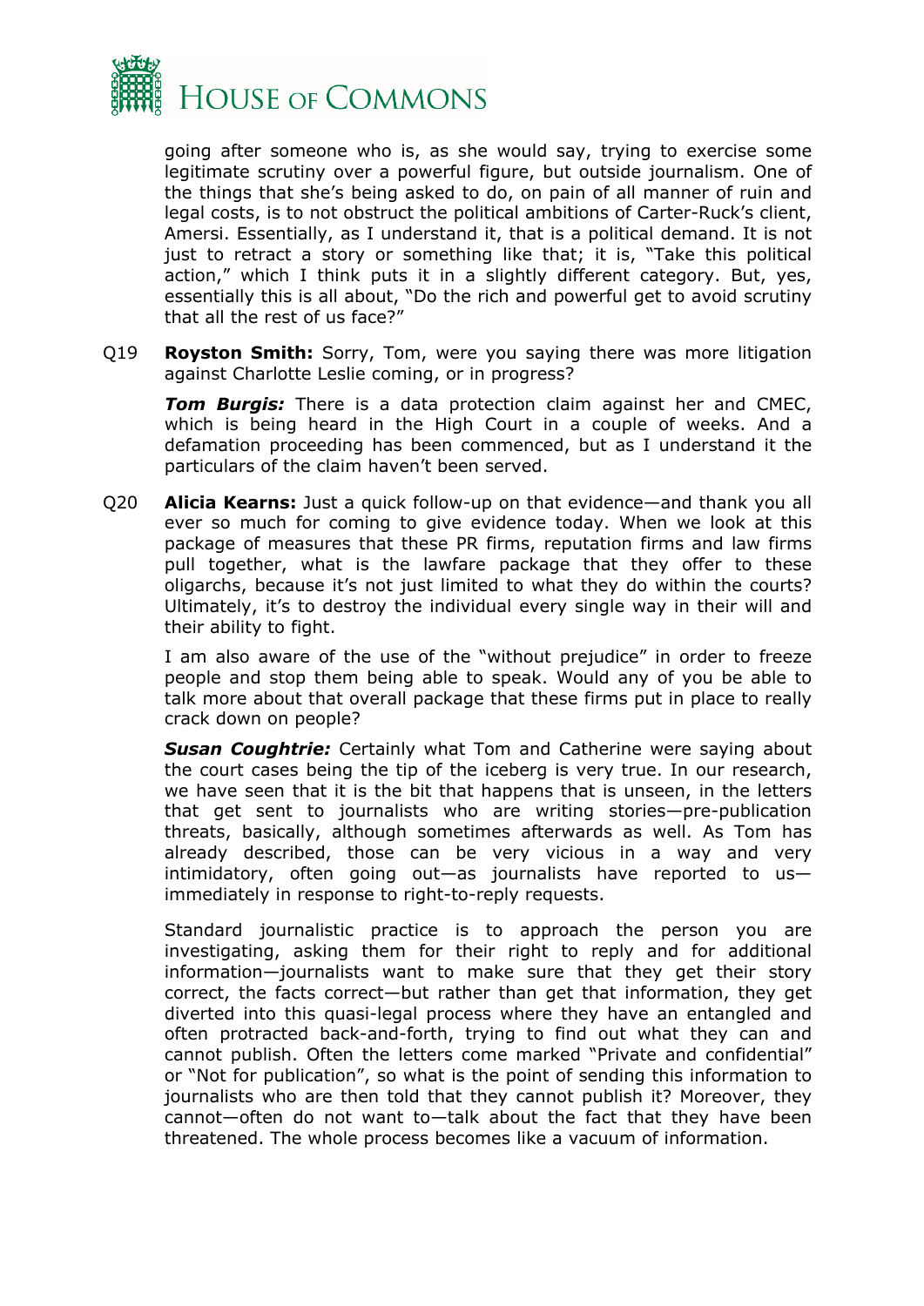going after someone who is, as she would say, trying to exercise some legitimate scrutiny over a powerful figure, but outside journalism. One of the things that she's being asked to do, on pain of all manner of ruin and legal costs, is to not obstruct the political ambitions of Carter-Ruck's client, Amersi. Essentially, as I understand it, that is a political demand. It is not just to retract a story or something like that; it is, "Take this political action," which I think puts it in a slightly different category. But, yes, essentially this is all about, "Do the rich and powerful get to avoid scrutiny that all the rest of us face?"

Q19 **Royston Smith:** Sorry, Tom, were you saying there was more litigation against Charlotte Leslie coming, or in progress?

***Tom Burgis:*** There is a data protection claim against her and CMEC, which is being heard in the High Court in a couple of weeks. And a defamation proceeding has been commenced, but as I understand it the particulars of the claim haven't been served.

Q20 **Alicia Kearns:** Just a quick follow-up on that evidence—and thank you all ever so much for coming to give evidence today. When we look at this package of measures that these PR firms, reputation firms and law firms pull together, what is the lawfare package that they offer to these oligarchs, because it's not just limited to what they do within the courts? Ultimately, it's to destroy the individual every single way in their will and their ability to fight.

I am also aware of the use of the "without prejudice" in order to freeze people and stop them being able to speak. Would any of you be able to talk more about that overall package that these firms put in place to really crack down on people?

***Susan Coughtrie:*** Certainly what Tom and Catherine were saying about the court cases being the tip of the iceberg is very true. In our research, we have seen that it is the bit that happens that is unseen, in the letters that get sent to journalists who are writing stories—pre-publication threats, basically, although sometimes afterwards as well. As Tom has already described, those can be very vicious in a way and very intimidatory, often going out—as journalists have reported to us—immediately in response to right-to-reply requests.

Standard journalistic practice is to approach the person you are investigating, asking them for their right to reply and for additional information—journalists want to make sure that they get their story correct, the facts correct—but rather than get that information, they get diverted into this quasi-legal process where they have an entangled and often protracted back-and-forth, trying to find out what they can and cannot publish. Often the letters come marked "Private and confidential" or "Not for publication", so what is the point of sending this information to journalists who are then told that they cannot publish it? Moreover, they cannot—often do not want to—talk about the fact that they have been threatened. The whole process becomes like a vacuum of information.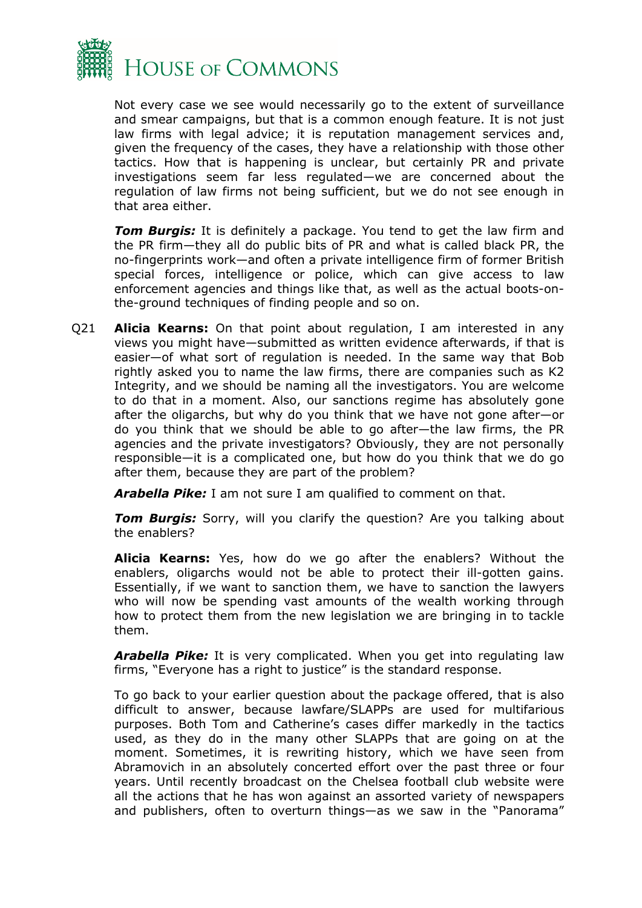Not every case we see would necessarily go to the extent of surveillance and smear campaigns, but that is a common enough feature. It is not just law firms with legal advice; it is reputation management services and, given the frequency of the cases, they have a relationship with those other tactics. How that is happening is unclear, but certainly PR and private investigations seem far less regulated—we are concerned about the regulation of law firms not being sufficient, but we do not see enough in that area either.

***Tom Burgis:*** It is definitely a package. You tend to get the law firm and the PR firm—they all do public bits of PR and what is called black PR, the no-fingerprints work—and often a private intelligence firm of former British special forces, intelligence or police, which can give access to law enforcement agencies and things like that, as well as the actual boots-on-the-ground techniques of finding people and so on.

Q21 **Alicia Kearns:** On that point about regulation, I am interested in any views you might have—submitted as written evidence afterwards, if that is easier—of what sort of regulation is needed. In the same way that Bob rightly asked you to name the law firms, there are companies such as K2 Integrity, and we should be naming all the investigators. You are welcome to do that in a moment. Also, our sanctions regime has absolutely gone after the oligarchs, but why do you think that we have not gone after—or do you think that we should be able to go after—the law firms, the PR agencies and the private investigators? Obviously, they are not personally responsible—it is a complicated one, but how do you think that we do go after them, because they are part of the problem?

***Arabella Pike:*** I am not sure I am qualified to comment on that.

***Tom Burgis:*** Sorry, will you clarify the question? Are you talking about the enablers?

**Alicia Kearns:** Yes, how do we go after the enablers? Without the enablers, oligarchs would not be able to protect their ill-gotten gains. Essentially, if we want to sanction them, we have to sanction the lawyers who will now be spending vast amounts of the wealth working through how to protect them from the new legislation we are bringing in to tackle them.

***Arabella Pike:*** It is very complicated. When you get into regulating law firms, "Everyone has a right to justice" is the standard response.

To go back to your earlier question about the package offered, that is also difficult to answer, because lawfare/SLAPPs are used for multifarious purposes. Both Tom and Catherine's cases differ markedly in the tactics used, as they do in the many other SLAPPs that are going on at the moment. Sometimes, it is rewriting history, which we have seen from Abramovich in an absolutely concerted effort over the past three or four years. Until recently broadcast on the Chelsea football club website were all the actions that he has won against an assorted variety of newspapers and publishers, often to overturn things—as we saw in the "Panorama"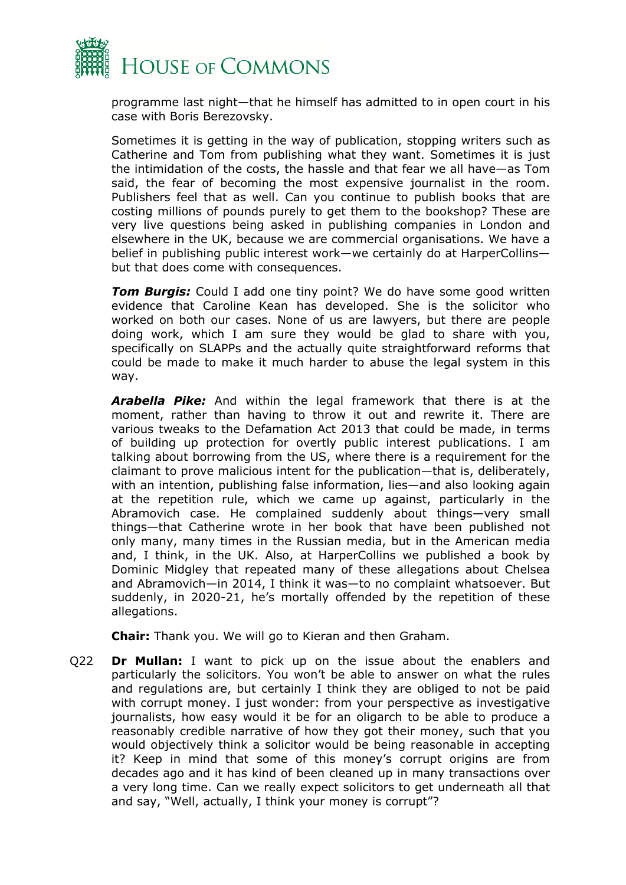programme last night—that he himself has admitted to in open court in his case with Boris Berezovsky.

Sometimes it is getting in the way of publication, stopping writers such as Catherine and Tom from publishing what they want. Sometimes it is just the intimidation of the costs, the hassle and that fear we all have—as Tom said, the fear of becoming the most expensive journalist in the room. Publishers feel that as well. Can you continue to publish books that are costing millions of pounds purely to get them to the bookshop? These are very live questions being asked in publishing companies in London and elsewhere in the UK, because we are commercial organisations. We have a belief in publishing public interest work—we certainly do at HarperCollins—but that does come with consequences.

***Tom Burgis:*** Could I add one tiny point? We do have some good written evidence that Caroline Kean has developed. She is the solicitor who worked on both our cases. None of us are lawyers, but there are people doing work, which I am sure they would be glad to share with you, specifically on SLAPPs and the actually quite straightforward reforms that could be made to make it much harder to abuse the legal system in this way.

***Arabella Pike:*** And within the legal framework that there is at the moment, rather than having to throw it out and rewrite it. There are various tweaks to the Defamation Act 2013 that could be made, in terms of building up protection for overtly public interest publications. I am talking about borrowing from the US, where there is a requirement for the claimant to prove malicious intent for the publication—that is, deliberately, with an intention, publishing false information, lies—and also looking again at the repetition rule, which we came up against, particularly in the Abramovich case. He complained suddenly about things—very small things—that Catherine wrote in her book that have been published not only many, many times in the Russian media, but in the American media and, I think, in the UK. Also, at HarperCollins we published a book by Dominic Midgley that repeated many of these allegations about Chelsea and Abramovich—in 2014, I think it was—to no complaint whatsoever. But suddenly, in 2020-21, he's mortally offended by the repetition of these allegations.

**Chair:** Thank you. We will go to Kieran and then Graham.

Q22 **Dr Mullan:** I want to pick up on the issue about the enablers and particularly the solicitors. You won't be able to answer on what the rules and regulations are, but certainly I think they are obliged to not be paid with corrupt money. I just wonder: from your perspective as investigative journalists, how easy would it be for an oligarch to be able to produce a reasonably credible narrative of how they got their money, such that you would objectively think a solicitor would be being reasonable in accepting it? Keep in mind that some of this money's corrupt origins are from decades ago and it has kind of been cleaned up in many transactions over a very long time. Can we really expect solicitors to get underneath all that and say, "Well, actually, I think your money is corrupt"?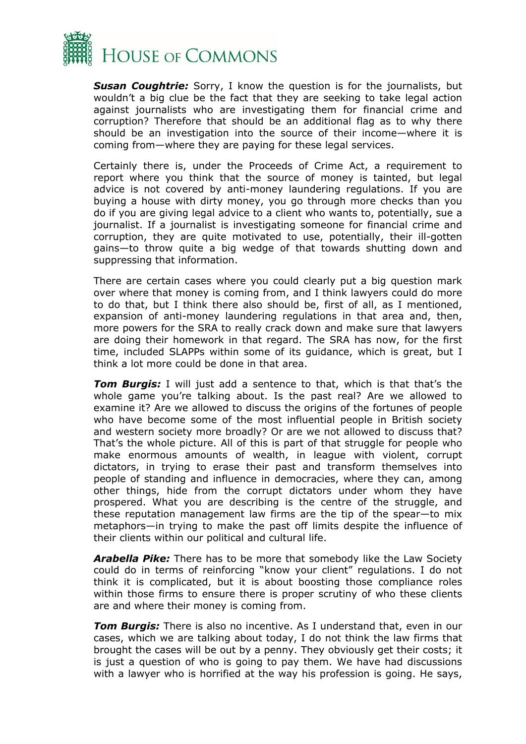***Susan Coughtrie:*** Sorry, I know the question is for the journalists, but wouldn't a big clue be the fact that they are seeking to take legal action against journalists who are investigating them for financial crime and corruption? Therefore that should be an additional flag as to why there should be an investigation into the source of their income—where it is coming from—where they are paying for these legal services.

Certainly there is, under the Proceeds of Crime Act, a requirement to report where you think that the source of money is tainted, but legal advice is not covered by anti-money laundering regulations. If you are buying a house with dirty money, you go through more checks than you do if you are giving legal advice to a client who wants to, potentially, sue a journalist. If a journalist is investigating someone for financial crime and corruption, they are quite motivated to use, potentially, their ill-gotten gains—to throw quite a big wedge of that towards shutting down and suppressing that information.

There are certain cases where you could clearly put a big question mark over where that money is coming from, and I think lawyers could do more to do that, but I think there also should be, first of all, as I mentioned, expansion of anti-money laundering regulations in that area and, then, more powers for the SRA to really crack down and make sure that lawyers are doing their homework in that regard. The SRA has now, for the first time, included SLAPPs within some of its guidance, which is great, but I think a lot more could be done in that area.

***Tom Burgis:*** I will just add a sentence to that, which is that that's the whole game you're talking about. Is the past real? Are we allowed to examine it? Are we allowed to discuss the origins of the fortunes of people who have become some of the most influential people in British society and western society more broadly? Or are we not allowed to discuss that? That's the whole picture. All of this is part of that struggle for people who make enormous amounts of wealth, in league with violent, corrupt dictators, in trying to erase their past and transform themselves into people of standing and influence in democracies, where they can, among other things, hide from the corrupt dictators under whom they have prospered. What you are describing is the centre of the struggle, and these reputation management law firms are the tip of the spear—to mix metaphors—in trying to make the past off limits despite the influence of their clients within our political and cultural life.

***Arabella Pike:*** There has to be more that somebody like the Law Society could do in terms of reinforcing "know your client" regulations. I do not think it is complicated, but it is about boosting those compliance roles within those firms to ensure there is proper scrutiny of who these clients are and where their money is coming from.

***Tom Burgis:*** There is also no incentive. As I understand that, even in our cases, which we are talking about today, I do not think the law firms that brought the cases will be out by a penny. They obviously get their costs; it is just a question of who is going to pay them. We have had discussions with a lawyer who is horrified at the way his profession is going. He says,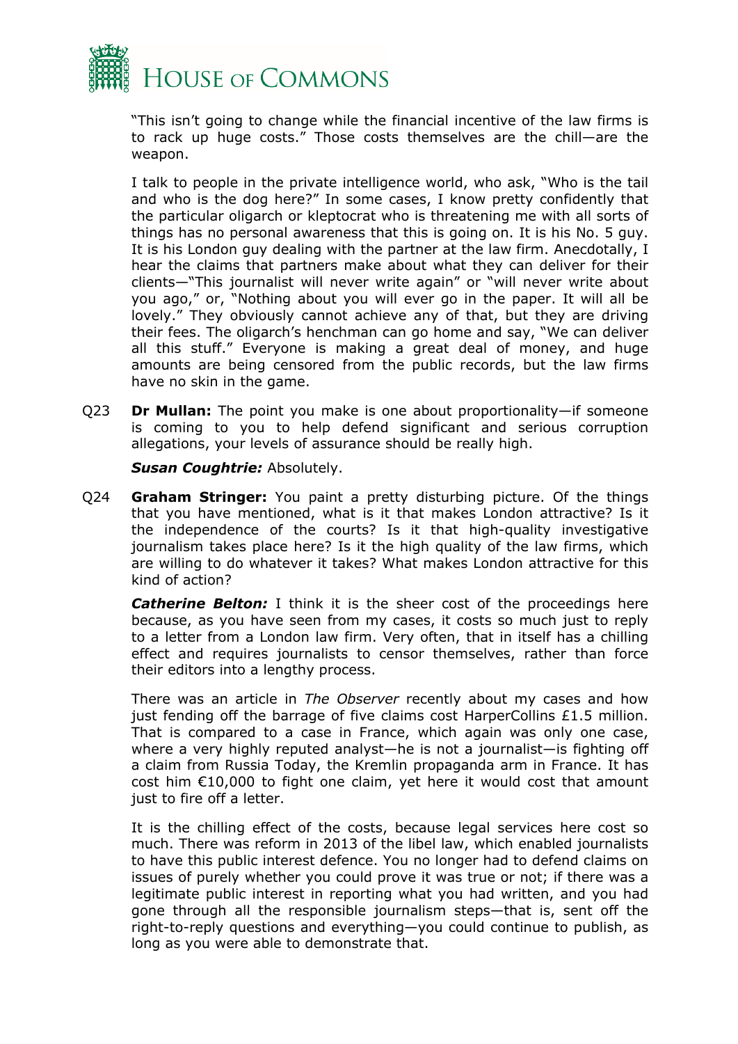"This isn't going to change while the financial incentive of the law firms is to rack up huge costs." Those costs themselves are the chill—are the weapon.

I talk to people in the private intelligence world, who ask, "Who is the tail and who is the dog here?" In some cases, I know pretty confidently that the particular oligarch or kleptocrat who is threatening me with all sorts of things has no personal awareness that this is going on. It is his No. 5 guy. It is his London guy dealing with the partner at the law firm. Anecdotally, I hear the claims that partners make about what they can deliver for their clients—"This journalist will never write again" or "will never write about you ago," or, "Nothing about you will ever go in the paper. It will all be lovely." They obviously cannot achieve any of that, but they are driving their fees. The oligarch's henchman can go home and say, "We can deliver all this stuff." Everyone is making a great deal of money, and huge amounts are being censored from the public records, but the law firms have no skin in the game.

Q23 **Dr Mullan:** The point you make is one about proportionality—if someone is coming to you to help defend significant and serious corruption allegations, your levels of assurance should be really high.

***Susan Coughtrie:*** Absolutely.

Q24 **Graham Stringer:** You paint a pretty disturbing picture. Of the things that you have mentioned, what is it that makes London attractive? Is it the independence of the courts? Is it that high-quality investigative journalism takes place here? Is it the high quality of the law firms, which are willing to do whatever it takes? What makes London attractive for this kind of action?

***Catherine Belton:*** I think it is the sheer cost of the proceedings here because, as you have seen from my cases, it costs so much just to reply to a letter from a London law firm. Very often, that in itself has a chilling effect and requires journalists to censor themselves, rather than force their editors into a lengthy process.

There was an article in *The Observer* recently about my cases and how just fending off the barrage of five claims cost HarperCollins £1.5 million. That is compared to a case in France, which again was only one case, where a very highly reputed analyst—he is not a journalist—is fighting off a claim from Russia Today, the Kremlin propaganda arm in France. It has cost him €10,000 to fight one claim, yet here it would cost that amount just to fire off a letter.

It is the chilling effect of the costs, because legal services here cost so much. There was reform in 2013 of the libel law, which enabled journalists to have this public interest defence. You no longer had to defend claims on issues of purely whether you could prove it was true or not; if there was a legitimate public interest in reporting what you had written, and you had gone through all the responsible journalism steps—that is, sent off the right-to-reply questions and everything—you could continue to publish, as long as you were able to demonstrate that.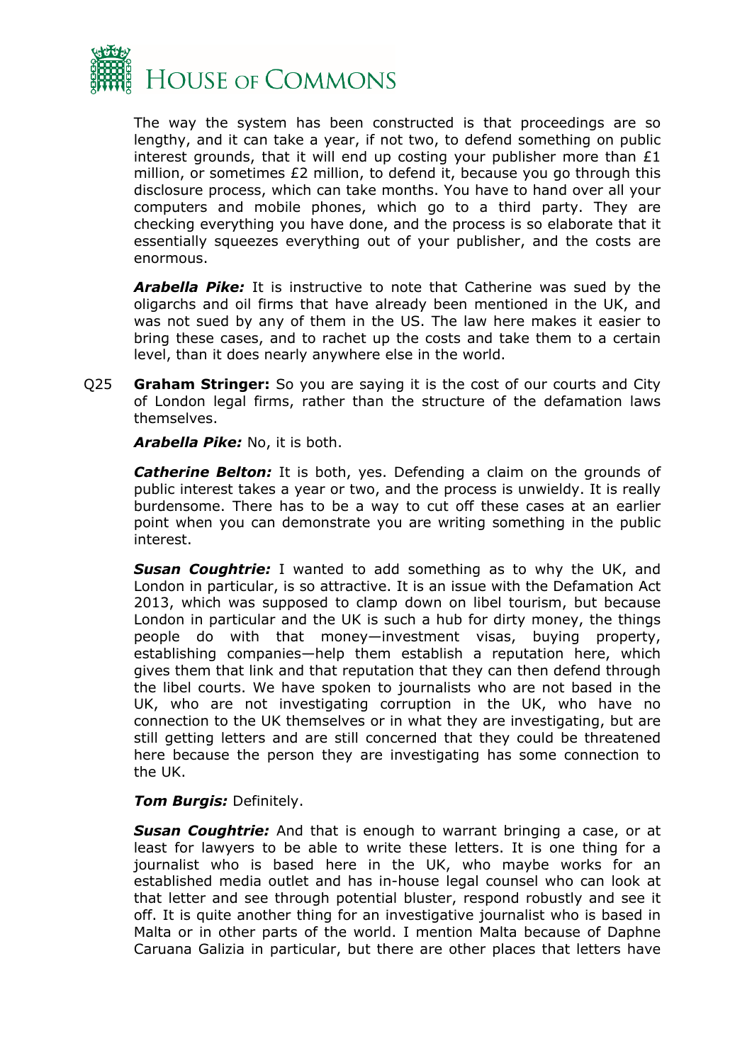The way the system has been constructed is that proceedings are so lengthy, and it can take a year, if not two, to defend something on public interest grounds, that it will end up costing your publisher more than £1 million, or sometimes £2 million, to defend it, because you go through this disclosure process, which can take months. You have to hand over all your computers and mobile phones, which go to a third party. They are checking everything you have done, and the process is so elaborate that it essentially squeezes everything out of your publisher, and the costs are enormous.

***Arabella Pike:*** It is instructive to note that Catherine was sued by the oligarchs and oil firms that have already been mentioned in the UK, and was not sued by any of them in the US. The law here makes it easier to bring these cases, and to rachet up the costs and take them to a certain level, than it does nearly anywhere else in the world.

Q25 **Graham Stringer:** So you are saying it is the cost of our courts and City of London legal firms, rather than the structure of the defamation laws themselves.

***Arabella Pike:*** No, it is both.

***Catherine Belton:*** It is both, yes. Defending a claim on the grounds of public interest takes a year or two, and the process is unwieldy. It is really burdensome. There has to be a way to cut off these cases at an earlier point when you can demonstrate you are writing something in the public interest.

***Susan Coughtrie:*** I wanted to add something as to why the UK, and London in particular, is so attractive. It is an issue with the Defamation Act 2013, which was supposed to clamp down on libel tourism, but because London in particular and the UK is such a hub for dirty money, the things people do with that money—investment visas, buying property, establishing companies—help them establish a reputation here, which gives them that link and that reputation that they can then defend through the libel courts. We have spoken to journalists who are not based in the UK, who are not investigating corruption in the UK, who have no connection to the UK themselves or in what they are investigating, but are still getting letters and are still concerned that they could be threatened here because the person they are investigating has some connection to the UK.

***Tom Burgis:*** Definitely.

***Susan Coughtrie:*** And that is enough to warrant bringing a case, or at least for lawyers to be able to write these letters. It is one thing for a journalist who is based here in the UK, who maybe works for an established media outlet and has in-house legal counsel who can look at that letter and see through potential bluster, respond robustly and see it off. It is quite another thing for an investigative journalist who is based in Malta or in other parts of the world. I mention Malta because of Daphne Caruana Galizia in particular, but there are other places that letters have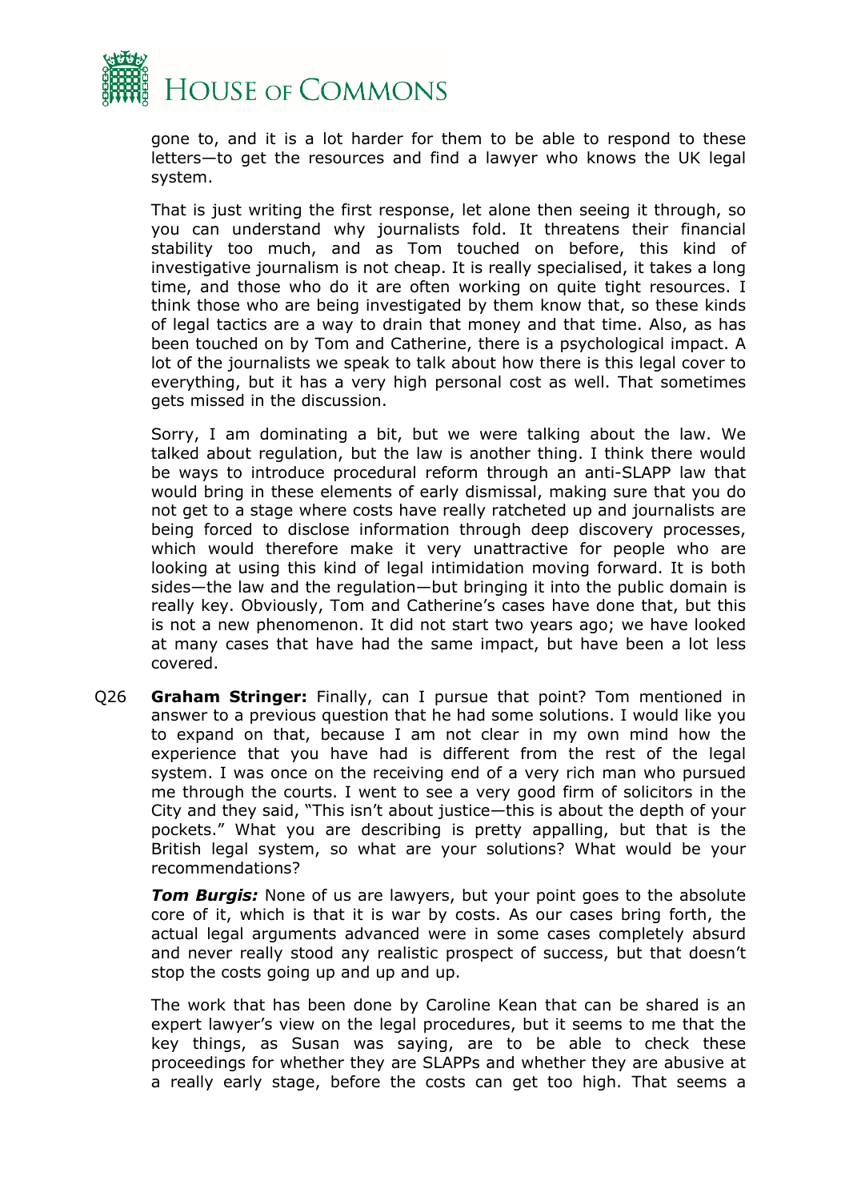gone to, and it is a lot harder for them to be able to respond to these letters—to get the resources and find a lawyer who knows the UK legal system.

That is just writing the first response, let alone then seeing it through, so you can understand why journalists fold. It threatens their financial stability too much, and as Tom touched on before, this kind of investigative journalism is not cheap. It is really specialised, it takes a long time, and those who do it are often working on quite tight resources. I think those who are being investigated by them know that, so these kinds of legal tactics are a way to drain that money and that time. Also, as has been touched on by Tom and Catherine, there is a psychological impact. A lot of the journalists we speak to talk about how there is this legal cover to everything, but it has a very high personal cost as well. That sometimes gets missed in the discussion.

Sorry, I am dominating a bit, but we were talking about the law. We talked about regulation, but the law is another thing. I think there would be ways to introduce procedural reform through an anti-SLAPP law that would bring in these elements of early dismissal, making sure that you do not get to a stage where costs have really ratcheted up and journalists are being forced to disclose information through deep discovery processes, which would therefore make it very unattractive for people who are looking at using this kind of legal intimidation moving forward. It is both sides—the law and the regulation—but bringing it into the public domain is really key. Obviously, Tom and Catherine's cases have done that, but this is not a new phenomenon. It did not start two years ago; we have looked at many cases that have had the same impact, but have been a lot less covered.

Q26 **Graham Stringer:** Finally, can I pursue that point? Tom mentioned in answer to a previous question that he had some solutions. I would like you to expand on that, because I am not clear in my own mind how the experience that you have had is different from the rest of the legal system. I was once on the receiving end of a very rich man who pursued me through the courts. I went to see a very good firm of solicitors in the City and they said, "This isn't about justice—this is about the depth of your pockets." What you are describing is pretty appalling, but that is the British legal system, so what are your solutions? What would be your recommendations?

***Tom Burgis:*** None of us are lawyers, but your point goes to the absolute core of it, which is that it is war by costs. As our cases bring forth, the actual legal arguments advanced were in some cases completely absurd and never really stood any realistic prospect of success, but that doesn't stop the costs going up and up and up.

The work that has been done by Caroline Kean that can be shared is an expert lawyer's view on the legal procedures, but it seems to me that the key things, as Susan was saying, are to be able to check these proceedings for whether they are SLAPPs and whether they are abusive at a really early stage, before the costs can get too high. That seems a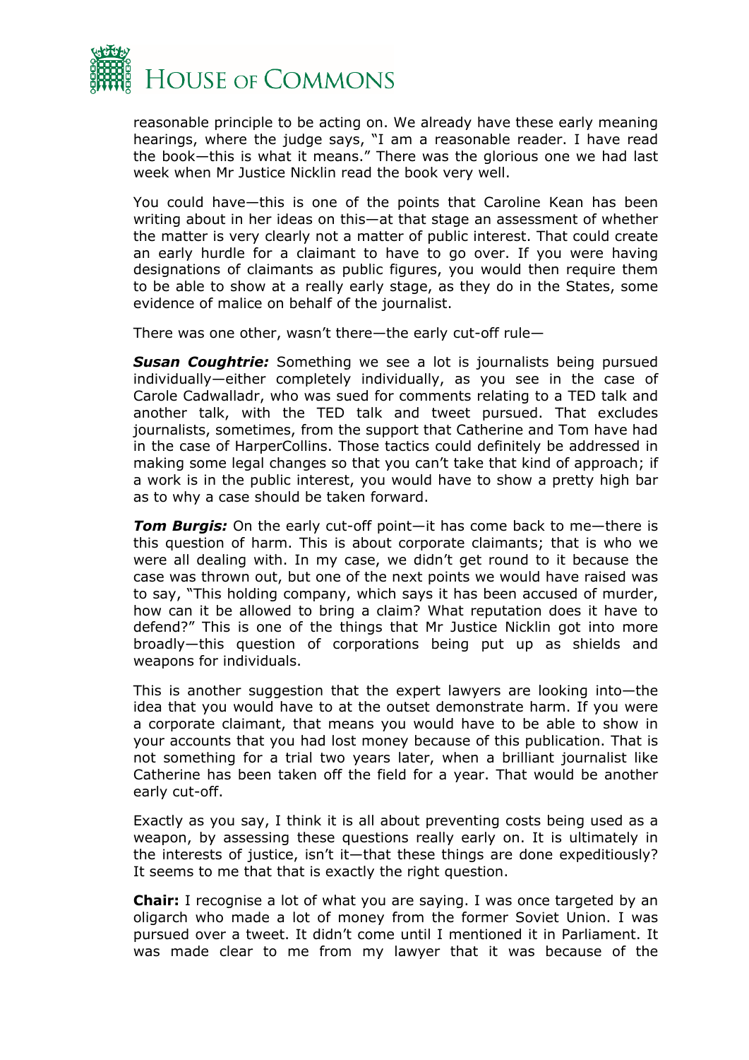reasonable principle to be acting on. We already have these early meaning hearings, where the judge says, "I am a reasonable reader. I have read the book—this is what it means." There was the glorious one we had last week when Mr Justice Nicklin read the book very well.

You could have—this is one of the points that Caroline Kean has been writing about in her ideas on this—at that stage an assessment of whether the matter is very clearly not a matter of public interest. That could create an early hurdle for a claimant to have to go over. If you were having designations of claimants as public figures, you would then require them to be able to show at a really early stage, as they do in the States, some evidence of malice on behalf of the journalist.

There was one other, wasn't there—the early cut-off rule—

***Susan Coughtrie:*** Something we see a lot is journalists being pursued individually—either completely individually, as you see in the case of Carole Cadwalladr, who was sued for comments relating to a TED talk and another talk, with the TED talk and tweet pursued. That excludes journalists, sometimes, from the support that Catherine and Tom have had in the case of HarperCollins. Those tactics could definitely be addressed in making some legal changes so that you can't take that kind of approach; if a work is in the public interest, you would have to show a pretty high bar as to why a case should be taken forward.

***Tom Burgis:*** On the early cut-off point—it has come back to me—there is this question of harm. This is about corporate claimants; that is who we were all dealing with. In my case, we didn't get round to it because the case was thrown out, but one of the next points we would have raised was to say, "This holding company, which says it has been accused of murder, how can it be allowed to bring a claim? What reputation does it have to defend?" This is one of the things that Mr Justice Nicklin got into more broadly—this question of corporations being put up as shields and weapons for individuals.

This is another suggestion that the expert lawyers are looking into—the idea that you would have to at the outset demonstrate harm. If you were a corporate claimant, that means you would have to be able to show in your accounts that you had lost money because of this publication. That is not something for a trial two years later, when a brilliant journalist like Catherine has been taken off the field for a year. That would be another early cut-off.

Exactly as you say, I think it is all about preventing costs being used as a weapon, by assessing these questions really early on. It is ultimately in the interests of justice, isn't it—that these things are done expeditiously? It seems to me that that is exactly the right question.

**Chair:** I recognise a lot of what you are saying. I was once targeted by an oligarch who made a lot of money from the former Soviet Union. I was pursued over a tweet. It didn't come until I mentioned it in Parliament. It was made clear to me from my lawyer that it was because of the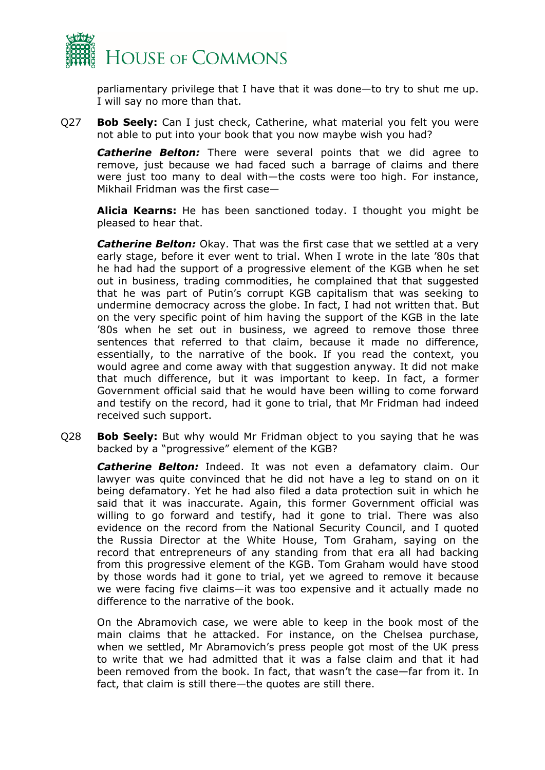parliamentary privilege that I have that it was done—to try to shut me up. I will say no more than that.

Q27 **Bob Seely:** Can I just check, Catherine, what material you felt you were not able to put into your book that you now maybe wish you had?

***Catherine Belton:*** There were several points that we did agree to remove, just because we had faced such a barrage of claims and there were just too many to deal with—the costs were too high. For instance, Mikhail Fridman was the first case—

**Alicia Kearns:** He has been sanctioned today. I thought you might be pleased to hear that.

***Catherine Belton:*** Okay. That was the first case that we settled at a very early stage, before it ever went to trial. When I wrote in the late '80s that he had had the support of a progressive element of the KGB when he set out in business, trading commodities, he complained that that suggested that he was part of Putin's corrupt KGB capitalism that was seeking to undermine democracy across the globe. In fact, I had not written that. But on the very specific point of him having the support of the KGB in the late '80s when he set out in business, we agreed to remove those three sentences that referred to that claim, because it made no difference, essentially, to the narrative of the book. If you read the context, you would agree and come away with that suggestion anyway. It did not make that much difference, but it was important to keep. In fact, a former Government official said that he would have been willing to come forward and testify on the record, had it gone to trial, that Mr Fridman had indeed received such support.

Q28 **Bob Seely:** But why would Mr Fridman object to you saying that he was backed by a "progressive" element of the KGB?

***Catherine Belton:*** Indeed. It was not even a defamatory claim. Our lawyer was quite convinced that he did not have a leg to stand on on it being defamatory. Yet he had also filed a data protection suit in which he said that it was inaccurate. Again, this former Government official was willing to go forward and testify, had it gone to trial. There was also evidence on the record from the National Security Council, and I quoted the Russia Director at the White House, Tom Graham, saying on the record that entrepreneurs of any standing from that era all had backing from this progressive element of the KGB. Tom Graham would have stood by those words had it gone to trial, yet we agreed to remove it because we were facing five claims—it was too expensive and it actually made no difference to the narrative of the book.

On the Abramovich case, we were able to keep in the book most of the main claims that he attacked. For instance, on the Chelsea purchase, when we settled, Mr Abramovich's press people got most of the UK press to write that we had admitted that it was a false claim and that it had been removed from the book. In fact, that wasn't the case—far from it. In fact, that claim is still there—the quotes are still there.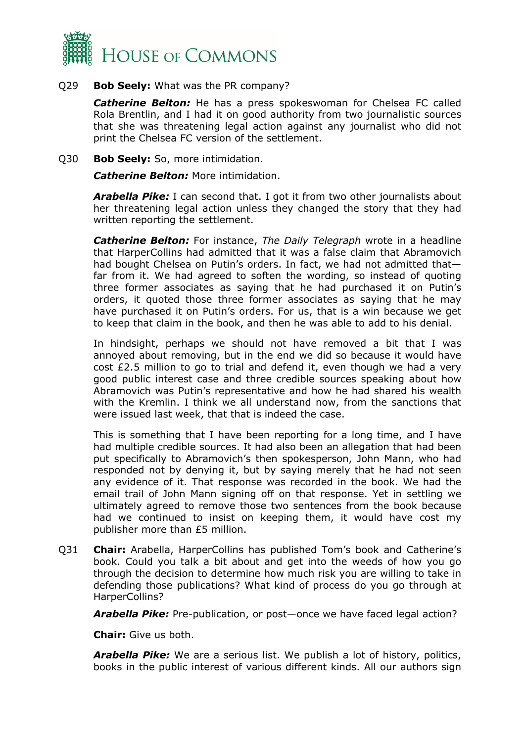Q29 **Bob Seely:** What was the PR company?

***Catherine Belton:*** He has a press spokeswoman for Chelsea FC called Rola Brentlin, and I had it on good authority from two journalistic sources that she was threatening legal action against any journalist who did not print the Chelsea FC version of the settlement.

Q30 **Bob Seely:** So, more intimidation.

***Catherine Belton:*** More intimidation.

***Arabella Pike:*** I can second that. I got it from two other journalists about her threatening legal action unless they changed the story that they had written reporting the settlement.

***Catherine Belton:*** For instance, *The Daily Telegraph* wrote in a headline that HarperCollins had admitted that it was a false claim that Abramovich had bought Chelsea on Putin's orders. In fact, we had not admitted that—far from it. We had agreed to soften the wording, so instead of quoting three former associates as saying that he had purchased it on Putin's orders, it quoted those three former associates as saying that he may have purchased it on Putin's orders. For us, that is a win because we get to keep that claim in the book, and then he was able to add to his denial.

In hindsight, perhaps we should not have removed a bit that I was annoyed about removing, but in the end we did so because it would have cost £2.5 million to go to trial and defend it, even though we had a very good public interest case and three credible sources speaking about how Abramovich was Putin's representative and how he had shared his wealth with the Kremlin. I think we all understand now, from the sanctions that were issued last week, that that is indeed the case.

This is something that I have been reporting for a long time, and I have had multiple credible sources. It had also been an allegation that had been put specifically to Abramovich's then spokesperson, John Mann, who had responded not by denying it, but by saying merely that he had not seen any evidence of it. That response was recorded in the book. We had the email trail of John Mann signing off on that response. Yet in settling we ultimately agreed to remove those two sentences from the book because had we continued to insist on keeping them, it would have cost my publisher more than £5 million.

Q31 **Chair:** Arabella, HarperCollins has published Tom's book and Catherine's book. Could you talk a bit about and get into the weeds of how you go through the decision to determine how much risk you are willing to take in defending those publications? What kind of process do you go through at HarperCollins?

***Arabella Pike:*** Pre-publication, or post—once we have faced legal action?

**Chair:** Give us both.

***Arabella Pike:*** We are a serious list. We publish a lot of history, politics, books in the public interest of various different kinds. All our authors sign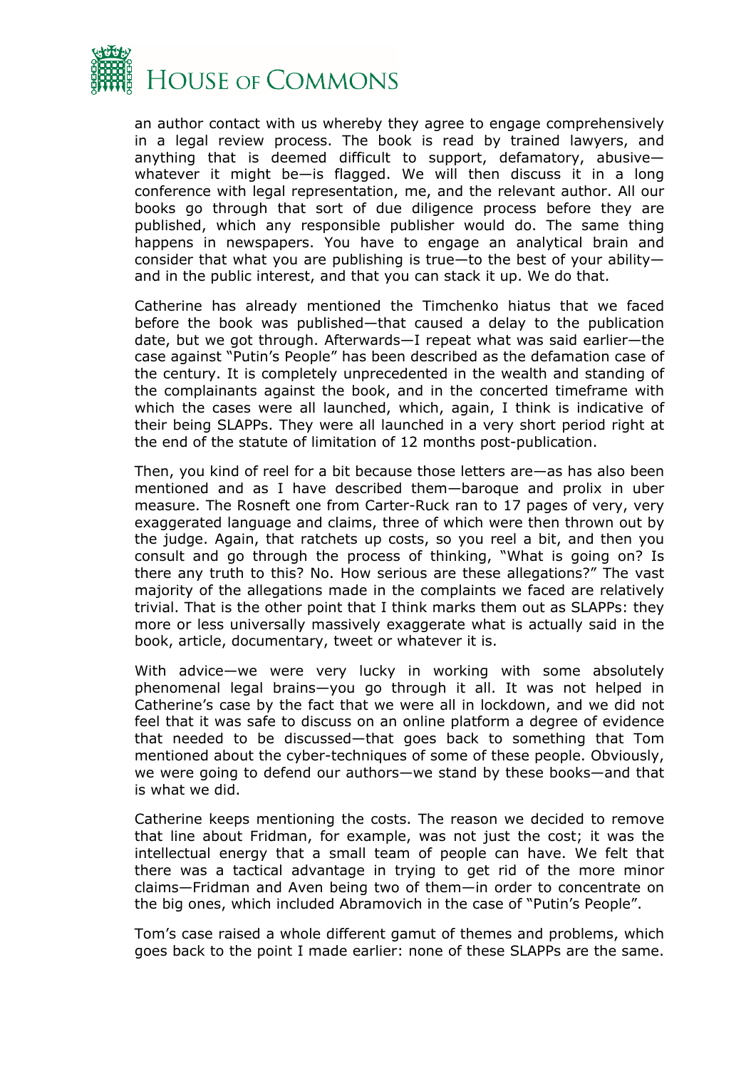an author contact with us whereby they agree to engage comprehensively in a legal review process. The book is read by trained lawyers, and anything that is deemed difficult to support, defamatory, abusive—whatever it might be—is flagged. We will then discuss it in a long conference with legal representation, me, and the relevant author. All our books go through that sort of due diligence process before they are published, which any responsible publisher would do. The same thing happens in newspapers. You have to engage an analytical brain and consider that what you are publishing is true—to the best of your ability—and in the public interest, and that you can stack it up. We do that.

Catherine has already mentioned the Timchenko hiatus that we faced before the book was published—that caused a delay to the publication date, but we got through. Afterwards—I repeat what was said earlier—the case against "Putin's People" has been described as the defamation case of the century. It is completely unprecedented in the wealth and standing of the complainants against the book, and in the concerted timeframe with which the cases were all launched, which, again, I think is indicative of their being SLAPPs. They were all launched in a very short period right at the end of the statute of limitation of 12 months post-publication.

Then, you kind of reel for a bit because those letters are—as has also been mentioned and as I have described them—baroque and prolix in uber measure. The Rosneft one from Carter-Ruck ran to 17 pages of very, very exaggerated language and claims, three of which were then thrown out by the judge. Again, that ratchets up costs, so you reel a bit, and then you consult and go through the process of thinking, "What is going on? Is there any truth to this? No. How serious are these allegations?" The vast majority of the allegations made in the complaints we faced are relatively trivial. That is the other point that I think marks them out as SLAPPs: they more or less universally massively exaggerate what is actually said in the book, article, documentary, tweet or whatever it is.

With advice—we were very lucky in working with some absolutely phenomenal legal brains—you go through it all. It was not helped in Catherine's case by the fact that we were all in lockdown, and we did not feel that it was safe to discuss on an online platform a degree of evidence that needed to be discussed—that goes back to something that Tom mentioned about the cyber-techniques of some of these people. Obviously, we were going to defend our authors—we stand by these books—and that is what we did.

Catherine keeps mentioning the costs. The reason we decided to remove that line about Fridman, for example, was not just the cost; it was the intellectual energy that a small team of people can have. We felt that there was a tactical advantage in trying to get rid of the more minor claims—Fridman and Aven being two of them—in order to concentrate on the big ones, which included Abramovich in the case of "Putin's People".

Tom's case raised a whole different gamut of themes and problems, which goes back to the point I made earlier: none of these SLAPPs are the same.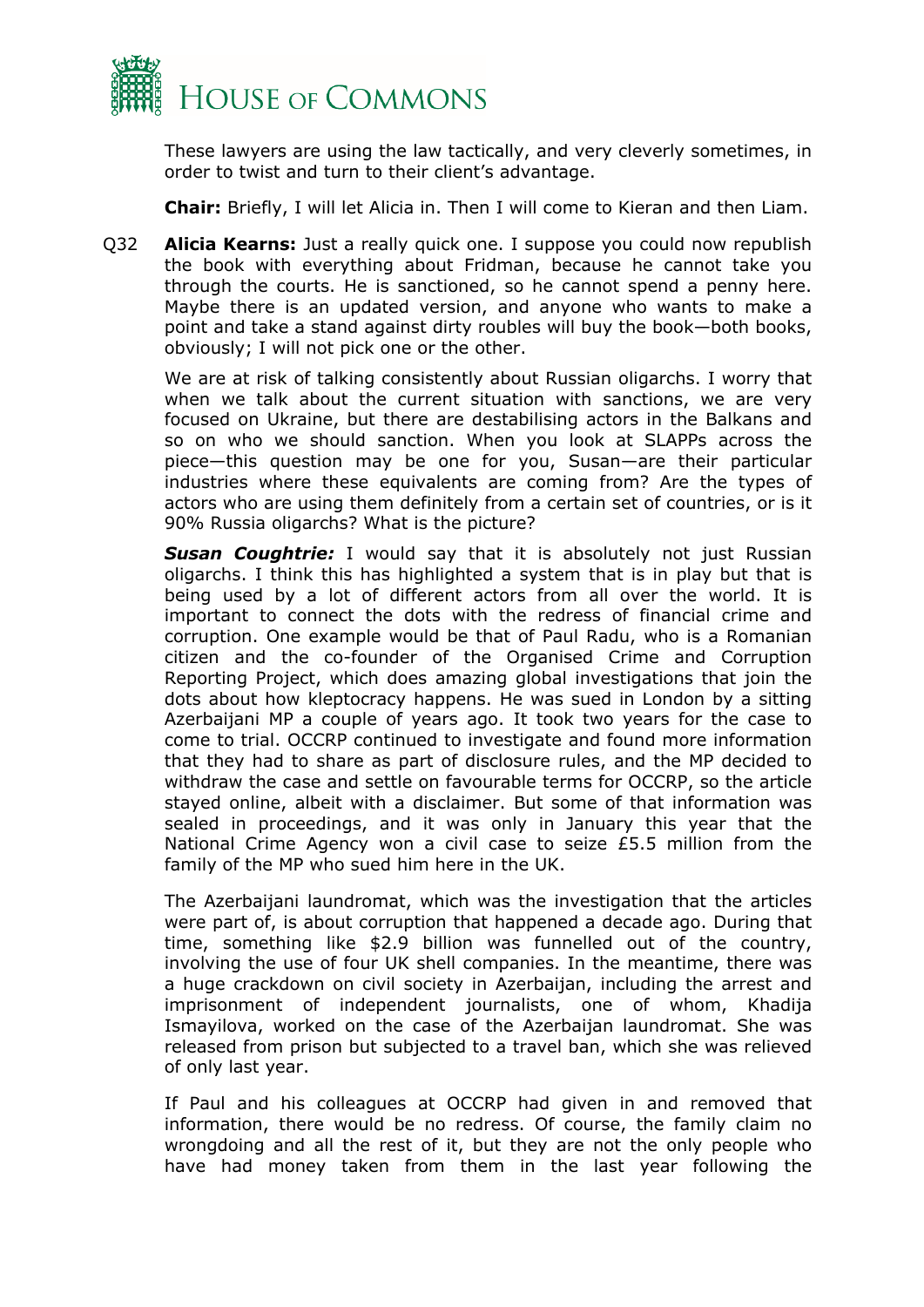These lawyers are using the law tactically, and very cleverly sometimes, in order to twist and turn to their client's advantage.

**Chair:** Briefly, I will let Alicia in. Then I will come to Kieran and then Liam.

Q32 **Alicia Kearns:** Just a really quick one. I suppose you could now republish the book with everything about Fridman, because he cannot take you through the courts. He is sanctioned, so he cannot spend a penny here. Maybe there is an updated version, and anyone who wants to make a point and take a stand against dirty roubles will buy the book—both books, obviously; I will not pick one or the other.

We are at risk of talking consistently about Russian oligarchs. I worry that when we talk about the current situation with sanctions, we are very focused on Ukraine, but there are destabilising actors in the Balkans and so on who we should sanction. When you look at SLAPPs across the piece—this question may be one for you, Susan—are their particular industries where these equivalents are coming from? Are the types of actors who are using them definitely from a certain set of countries, or is it 90% Russia oligarchs? What is the picture?

***Susan Coughtrie:*** I would say that it is absolutely not just Russian oligarchs. I think this has highlighted a system that is in play but that is being used by a lot of different actors from all over the world. It is important to connect the dots with the redress of financial crime and corruption. One example would be that of Paul Radu, who is a Romanian citizen and the co-founder of the Organised Crime and Corruption Reporting Project, which does amazing global investigations that join the dots about how kleptocracy happens. He was sued in London by a sitting Azerbaijani MP a couple of years ago. It took two years for the case to come to trial. OCCRP continued to investigate and found more information that they had to share as part of disclosure rules, and the MP decided to withdraw the case and settle on favourable terms for OCCRP, so the article stayed online, albeit with a disclaimer. But some of that information was sealed in proceedings, and it was only in January this year that the National Crime Agency won a civil case to seize £5.5 million from the family of the MP who sued him here in the UK.

The Azerbaijani laundromat, which was the investigation that the articles were part of, is about corruption that happened a decade ago. During that time, something like $2.9 billion was funnelled out of the country, involving the use of four UK shell companies. In the meantime, there was a huge crackdown on civil society in Azerbaijan, including the arrest and imprisonment of independent journalists, one of whom, Khadija Ismayilova, worked on the case of the Azerbaijan laundromat. She was released from prison but subjected to a travel ban, which she was relieved of only last year.

If Paul and his colleagues at OCCRP had given in and removed that information, there would be no redress. Of course, the family claim no wrongdoing and all the rest of it, but they are not the only people who have had money taken from them in the last year following the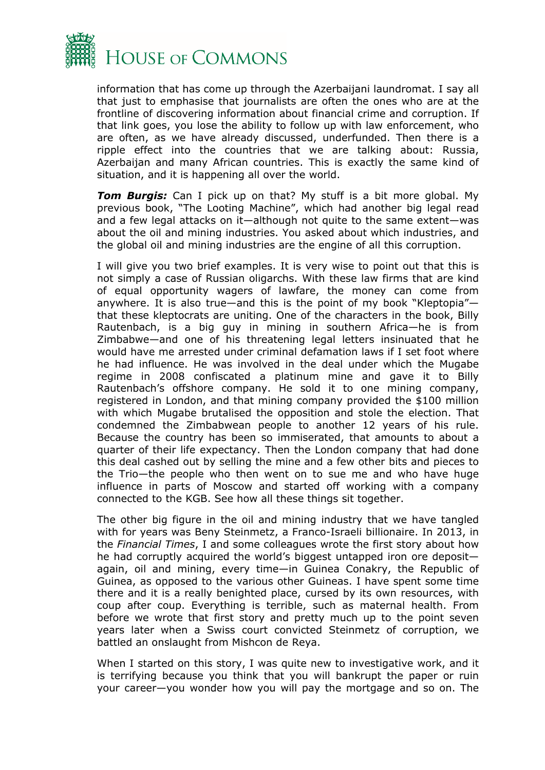information that has come up through the Azerbaijani laundromat. I say all that just to emphasise that journalists are often the ones who are at the frontline of discovering information about financial crime and corruption. If that link goes, you lose the ability to follow up with law enforcement, who are often, as we have already discussed, underfunded. Then there is a ripple effect into the countries that we are talking about: Russia, Azerbaijan and many African countries. This is exactly the same kind of situation, and it is happening all over the world.

***Tom Burgis:*** Can I pick up on that? My stuff is a bit more global. My previous book, "The Looting Machine", which had another big legal read and a few legal attacks on it—although not quite to the same extent—was about the oil and mining industries. You asked about which industries, and the global oil and mining industries are the engine of all this corruption.

I will give you two brief examples. It is very wise to point out that this is not simply a case of Russian oligarchs. With these law firms that are kind of equal opportunity wagers of lawfare, the money can come from anywhere. It is also true—and this is the point of my book "Kleptopia"—that these kleptocrats are uniting. One of the characters in the book, Billy Rautenbach, is a big guy in mining in southern Africa—he is from Zimbabwe—and one of his threatening legal letters insinuated that he would have me arrested under criminal defamation laws if I set foot where he had influence. He was involved in the deal under which the Mugabe regime in 2008 confiscated a platinum mine and gave it to Billy Rautenbach's offshore company. He sold it to one mining company, registered in London, and that mining company provided the $100 million with which Mugabe brutalised the opposition and stole the election. That condemned the Zimbabwean people to another 12 years of his rule. Because the country has been so immiserated, that amounts to about a quarter of their life expectancy. Then the London company that had done this deal cashed out by selling the mine and a few other bits and pieces to the Trio—the people who then went on to sue me and who have huge influence in parts of Moscow and started off working with a company connected to the KGB. See how all these things sit together.

The other big figure in the oil and mining industry that we have tangled with for years was Beny Steinmetz, a Franco-Israeli billionaire. In 2013, in the *Financial Times*, I and some colleagues wrote the first story about how he had corruptly acquired the world's biggest untapped iron ore deposit—again, oil and mining, every time—in Guinea Conakry, the Republic of Guinea, as opposed to the various other Guineas. I have spent some time there and it is a really benighted place, cursed by its own resources, with coup after coup. Everything is terrible, such as maternal health. From before we wrote that first story and pretty much up to the point seven years later when a Swiss court convicted Steinmetz of corruption, we battled an onslaught from Mishcon de Reya.

When I started on this story, I was quite new to investigative work, and it is terrifying because you think that you will bankrupt the paper or ruin your career—you wonder how you will pay the mortgage and so on. The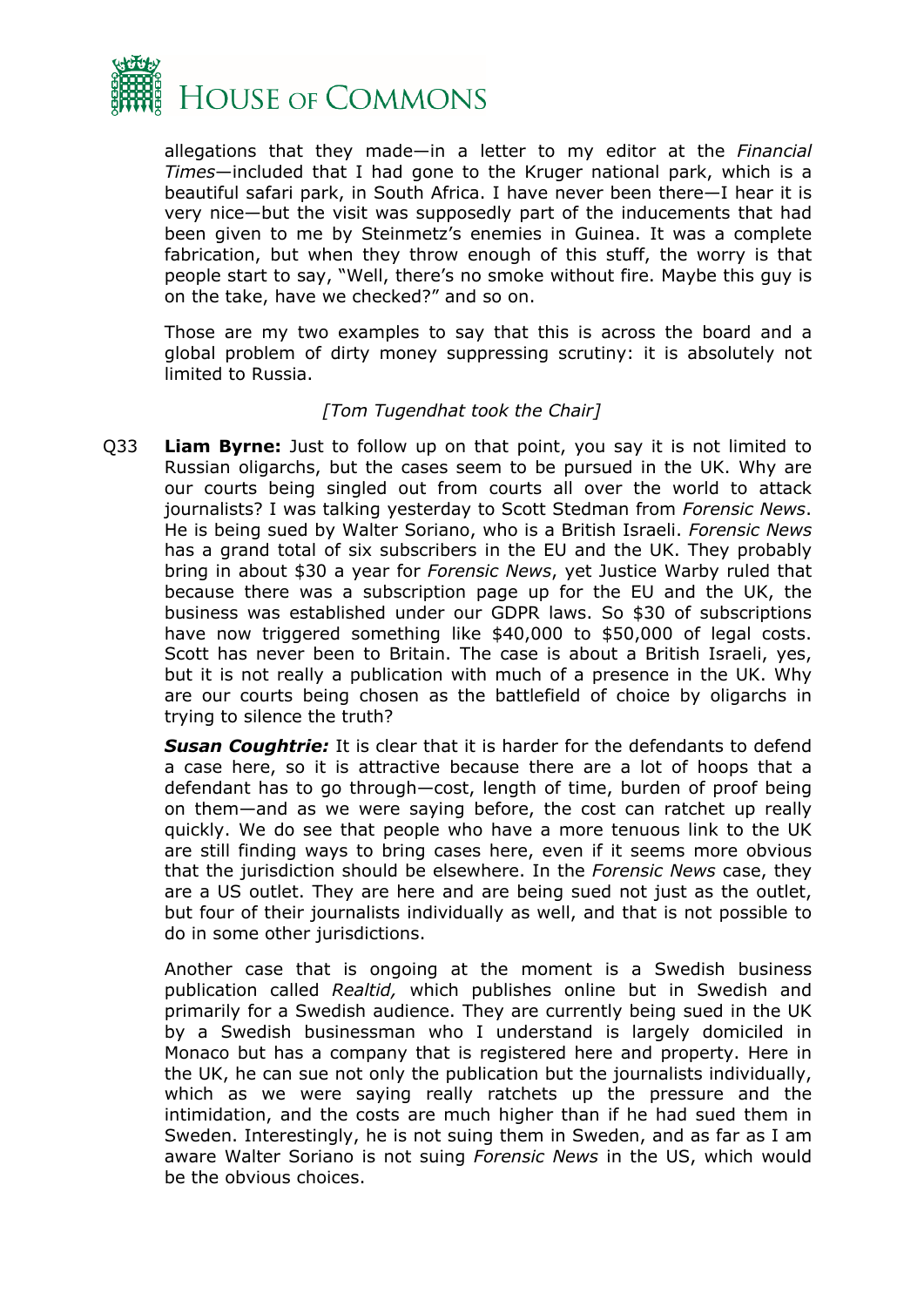allegations that they made—in a letter to my editor at the *Financial Times*—included that I had gone to the Kruger national park, which is a beautiful safari park, in South Africa. I have never been there—I hear it is very nice—but the visit was supposedly part of the inducements that had been given to me by Steinmetz's enemies in Guinea. It was a complete fabrication, but when they throw enough of this stuff, the worry is that people start to say, "Well, there's no smoke without fire. Maybe this guy is on the take, have we checked?" and so on.

Those are my two examples to say that this is across the board and a global problem of dirty money suppressing scrutiny: it is absolutely not limited to Russia.

*[Tom Tugendhat took the Chair]*

Q33 **Liam Byrne:** Just to follow up on that point, you say it is not limited to Russian oligarchs, but the cases seem to be pursued in the UK. Why are our courts being singled out from courts all over the world to attack journalists? I was talking yesterday to Scott Stedman from *Forensic News*. He is being sued by Walter Soriano, who is a British Israeli. *Forensic News* has a grand total of six subscribers in the EU and the UK. They probably bring in about $30 a year for *Forensic News*, yet Justice Warby ruled that because there was a subscription page up for the EU and the UK, the business was established under our GDPR laws. So $30 of subscriptions have now triggered something like $40,000 to $50,000 of legal costs. Scott has never been to Britain. The case is about a British Israeli, yes, but it is not really a publication with much of a presence in the UK. Why are our courts being chosen as the battlefield of choice by oligarchs in trying to silence the truth?

***Susan Coughtrie:*** It is clear that it is harder for the defendants to defend a case here, so it is attractive because there are a lot of hoops that a defendant has to go through—cost, length of time, burden of proof being on them—and as we were saying before, the cost can ratchet up really quickly. We do see that people who have a more tenuous link to the UK are still finding ways to bring cases here, even if it seems more obvious that the jurisdiction should be elsewhere. In the *Forensic News* case, they are a US outlet. They are here and are being sued not just as the outlet, but four of their journalists individually as well, and that is not possible to do in some other jurisdictions.

Another case that is ongoing at the moment is a Swedish business publication called *Realtid,* which publishes online but in Swedish and primarily for a Swedish audience. They are currently being sued in the UK by a Swedish businessman who I understand is largely domiciled in Monaco but has a company that is registered here and property. Here in the UK, he can sue not only the publication but the journalists individually, which as we were saying really ratchets up the pressure and the intimidation, and the costs are much higher than if he had sued them in Sweden. Interestingly, he is not suing them in Sweden, and as far as I am aware Walter Soriano is not suing *Forensic News* in the US, which would be the obvious choices.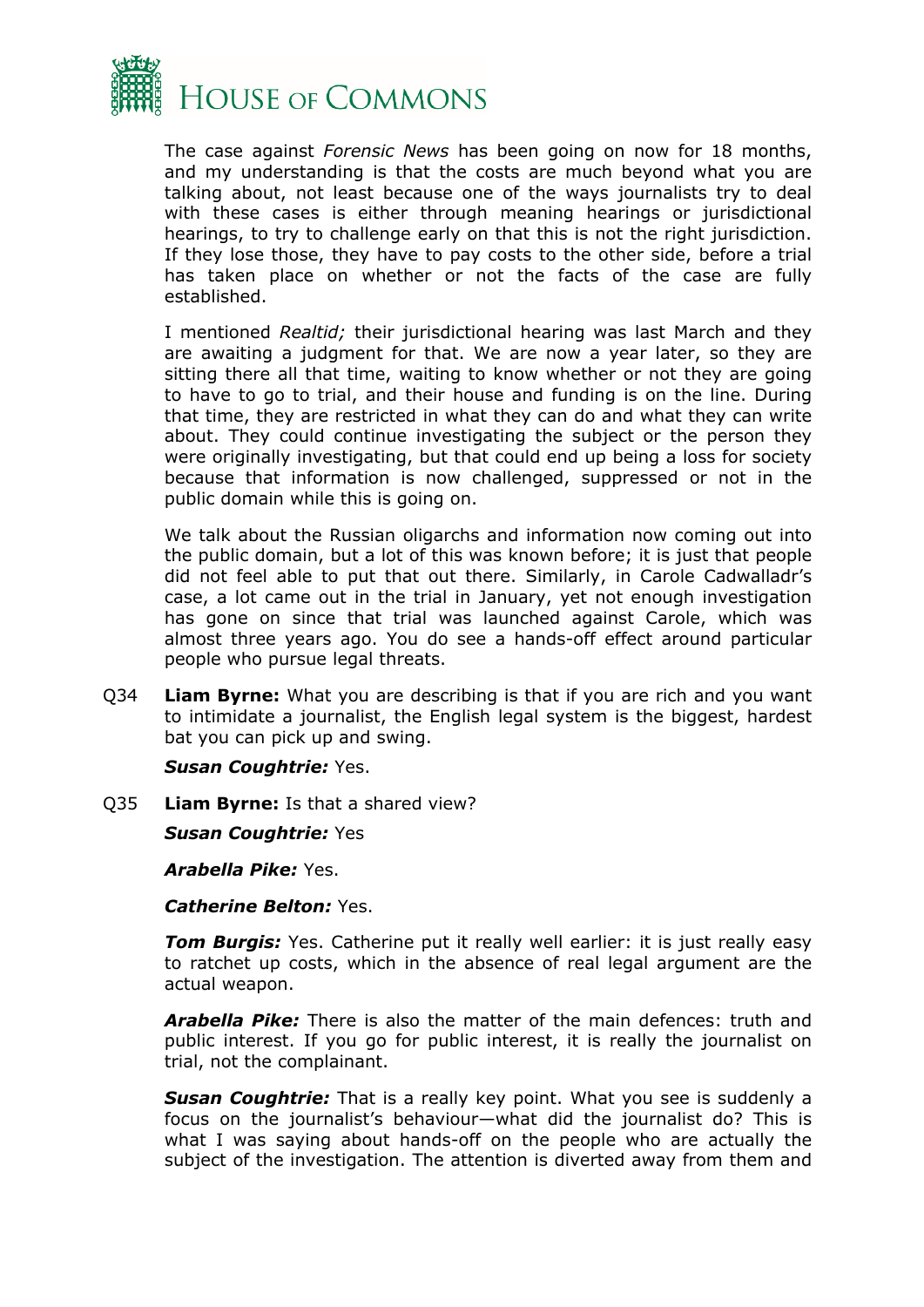The case against *Forensic News* has been going on now for 18 months, and my understanding is that the costs are much beyond what you are talking about, not least because one of the ways journalists try to deal with these cases is either through meaning hearings or jurisdictional hearings, to try to challenge early on that this is not the right jurisdiction. If they lose those, they have to pay costs to the other side, before a trial has taken place on whether or not the facts of the case are fully established.

I mentioned *Realtid;* their jurisdictional hearing was last March and they are awaiting a judgment for that. We are now a year later, so they are sitting there all that time, waiting to know whether or not they are going to have to go to trial, and their house and funding is on the line. During that time, they are restricted in what they can do and what they can write about. They could continue investigating the subject or the person they were originally investigating, but that could end up being a loss for society because that information is now challenged, suppressed or not in the public domain while this is going on.

We talk about the Russian oligarchs and information now coming out into the public domain, but a lot of this was known before; it is just that people did not feel able to put that out there. Similarly, in Carole Cadwalladr's case, a lot came out in the trial in January, yet not enough investigation has gone on since that trial was launched against Carole, which was almost three years ago. You do see a hands-off effect around particular people who pursue legal threats.

Q34 **Liam Byrne:** What you are describing is that if you are rich and you want to intimidate a journalist, the English legal system is the biggest, hardest bat you can pick up and swing.

***Susan Coughtrie:*** Yes.

Q35 **Liam Byrne:** Is that a shared view?

***Susan Coughtrie:*** Yes

***Arabella Pike:*** Yes.

***Catherine Belton:*** Yes.

***Tom Burgis:*** Yes. Catherine put it really well earlier: it is just really easy to ratchet up costs, which in the absence of real legal argument are the actual weapon.

***Arabella Pike:*** There is also the matter of the main defences: truth and public interest. If you go for public interest, it is really the journalist on trial, not the complainant.

***Susan Coughtrie:*** That is a really key point. What you see is suddenly a focus on the journalist's behaviour—what did the journalist do? This is what I was saying about hands-off on the people who are actually the subject of the investigation. The attention is diverted away from them and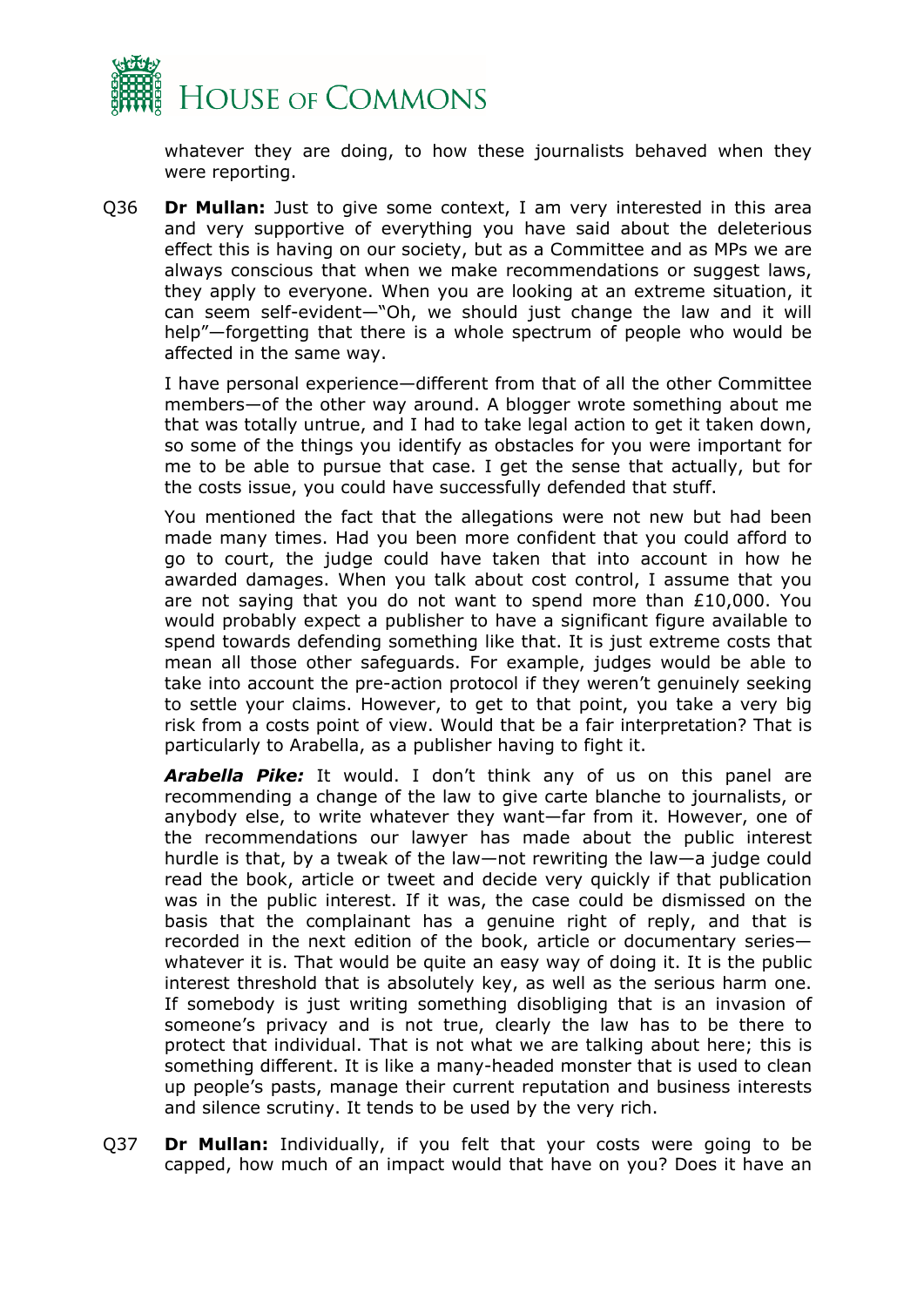whatever they are doing, to how these journalists behaved when they were reporting.

Q36 **Dr Mullan:** Just to give some context, I am very interested in this area and very supportive of everything you have said about the deleterious effect this is having on our society, but as a Committee and as MPs we are always conscious that when we make recommendations or suggest laws, they apply to everyone. When you are looking at an extreme situation, it can seem self-evident—"Oh, we should just change the law and it will help"—forgetting that there is a whole spectrum of people who would be affected in the same way.

I have personal experience—different from that of all the other Committee members—of the other way around. A blogger wrote something about me that was totally untrue, and I had to take legal action to get it taken down, so some of the things you identify as obstacles for you were important for me to be able to pursue that case. I get the sense that actually, but for the costs issue, you could have successfully defended that stuff.

You mentioned the fact that the allegations were not new but had been made many times. Had you been more confident that you could afford to go to court, the judge could have taken that into account in how he awarded damages. When you talk about cost control, I assume that you are not saying that you do not want to spend more than £10,000. You would probably expect a publisher to have a significant figure available to spend towards defending something like that. It is just extreme costs that mean all those other safeguards. For example, judges would be able to take into account the pre-action protocol if they weren't genuinely seeking to settle your claims. However, to get to that point, you take a very big risk from a costs point of view. Would that be a fair interpretation? That is particularly to Arabella, as a publisher having to fight it.

***Arabella Pike:*** It would. I don't think any of us on this panel are recommending a change of the law to give carte blanche to journalists, or anybody else, to write whatever they want—far from it. However, one of the recommendations our lawyer has made about the public interest hurdle is that, by a tweak of the law—not rewriting the law—a judge could read the book, article or tweet and decide very quickly if that publication was in the public interest. If it was, the case could be dismissed on the basis that the complainant has a genuine right of reply, and that is recorded in the next edition of the book, article or documentary series—whatever it is. That would be quite an easy way of doing it. It is the public interest threshold that is absolutely key, as well as the serious harm one. If somebody is just writing something disobliging that is an invasion of someone's privacy and is not true, clearly the law has to be there to protect that individual. That is not what we are talking about here; this is something different. It is like a many-headed monster that is used to clean up people's pasts, manage their current reputation and business interests and silence scrutiny. It tends to be used by the very rich.

Q37 **Dr Mullan:** Individually, if you felt that your costs were going to be capped, how much of an impact would that have on you? Does it have an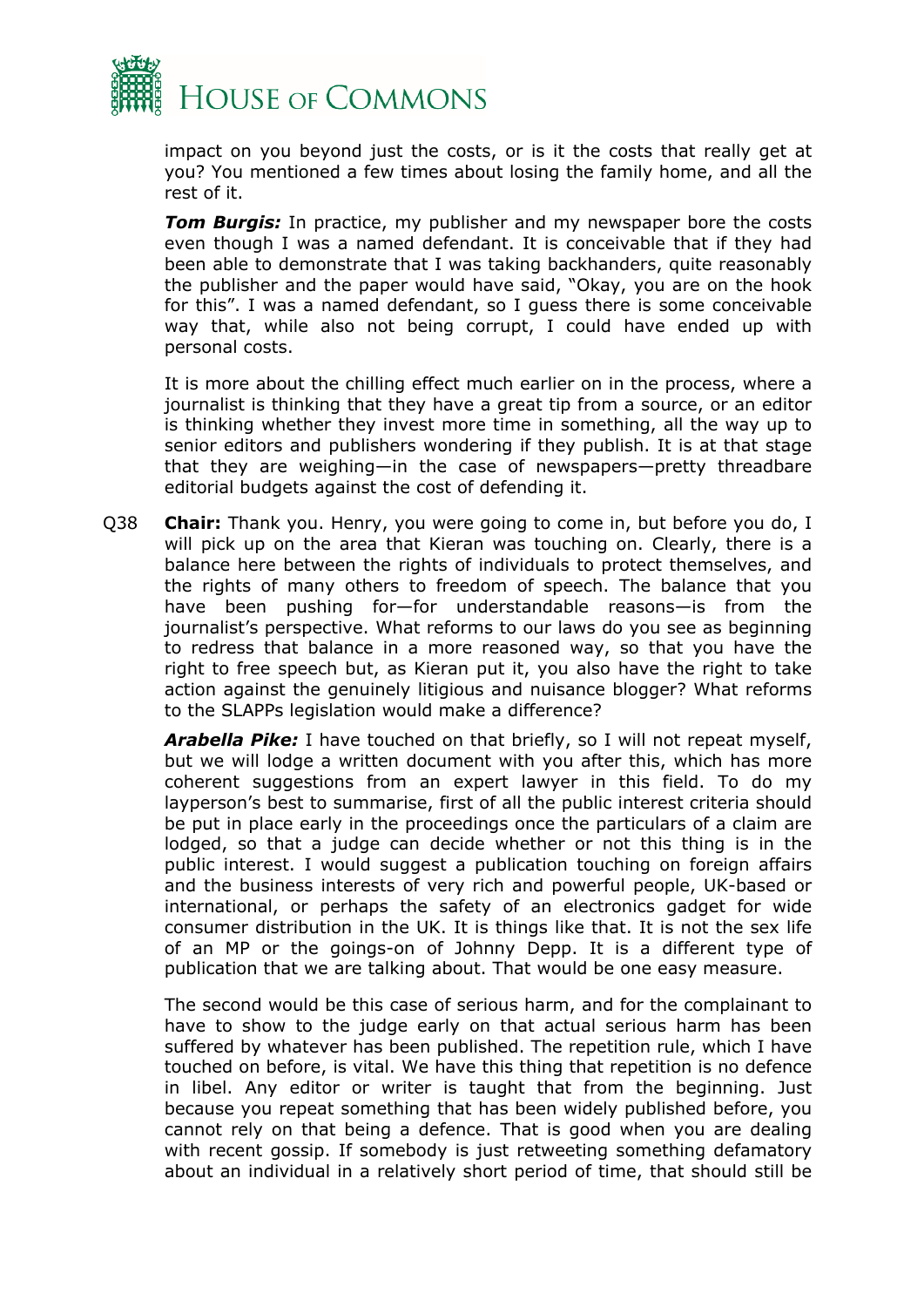impact on you beyond just the costs, or is it the costs that really get at you? You mentioned a few times about losing the family home, and all the rest of it.

***Tom Burgis:*** In practice, my publisher and my newspaper bore the costs even though I was a named defendant. It is conceivable that if they had been able to demonstrate that I was taking backhanders, quite reasonably the publisher and the paper would have said, "Okay, you are on the hook for this". I was a named defendant, so I guess there is some conceivable way that, while also not being corrupt, I could have ended up with personal costs.

It is more about the chilling effect much earlier on in the process, where a journalist is thinking that they have a great tip from a source, or an editor is thinking whether they invest more time in something, all the way up to senior editors and publishers wondering if they publish. It is at that stage that they are weighing—in the case of newspapers—pretty threadbare editorial budgets against the cost of defending it.

Q38 **Chair:** Thank you. Henry, you were going to come in, but before you do, I will pick up on the area that Kieran was touching on. Clearly, there is a balance here between the rights of individuals to protect themselves, and the rights of many others to freedom of speech. The balance that you have been pushing for—for understandable reasons—is from the journalist's perspective. What reforms to our laws do you see as beginning to redress that balance in a more reasoned way, so that you have the right to free speech but, as Kieran put it, you also have the right to take action against the genuinely litigious and nuisance blogger? What reforms to the SLAPPs legislation would make a difference?

***Arabella Pike:*** I have touched on that briefly, so I will not repeat myself, but we will lodge a written document with you after this, which has more coherent suggestions from an expert lawyer in this field. To do my layperson's best to summarise, first of all the public interest criteria should be put in place early in the proceedings once the particulars of a claim are lodged, so that a judge can decide whether or not this thing is in the public interest. I would suggest a publication touching on foreign affairs and the business interests of very rich and powerful people, UK-based or international, or perhaps the safety of an electronics gadget for wide consumer distribution in the UK. It is things like that. It is not the sex life of an MP or the goings-on of Johnny Depp. It is a different type of publication that we are talking about. That would be one easy measure.

The second would be this case of serious harm, and for the complainant to have to show to the judge early on that actual serious harm has been suffered by whatever has been published. The repetition rule, which I have touched on before, is vital. We have this thing that repetition is no defence in libel. Any editor or writer is taught that from the beginning. Just because you repeat something that has been widely published before, you cannot rely on that being a defence. That is good when you are dealing with recent gossip. If somebody is just retweeting something defamatory about an individual in a relatively short period of time, that should still be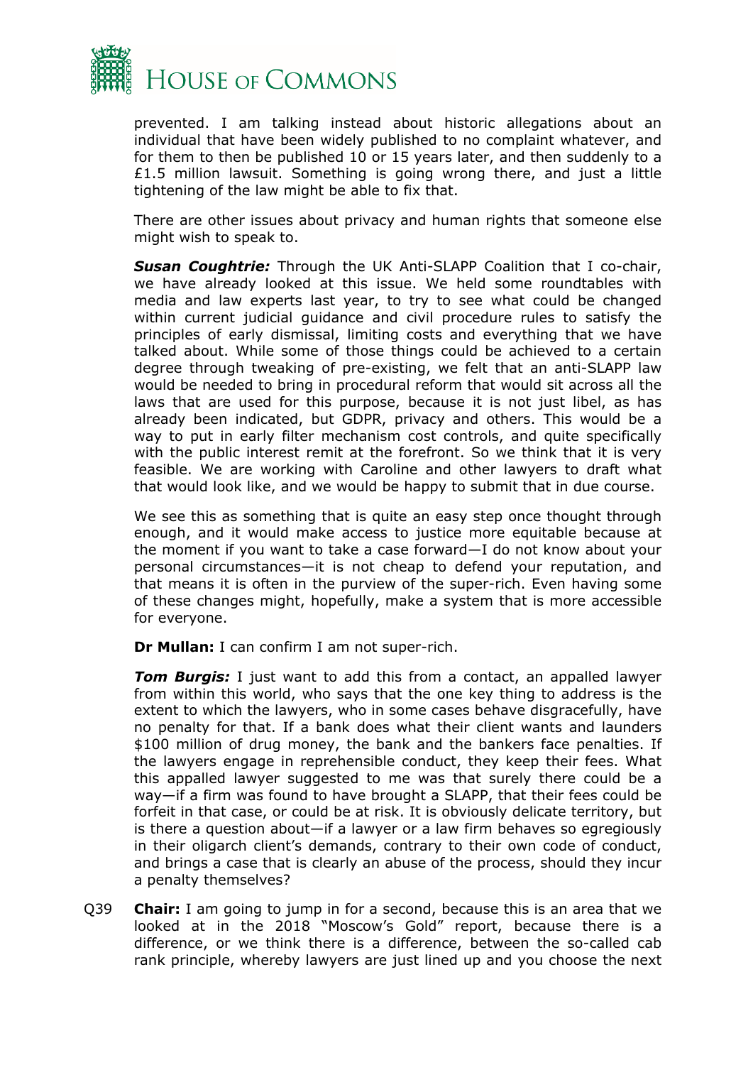prevented. I am talking instead about historic allegations about an individual that have been widely published to no complaint whatever, and for them to then be published 10 or 15 years later, and then suddenly to a £1.5 million lawsuit. Something is going wrong there, and just a little tightening of the law might be able to fix that.

There are other issues about privacy and human rights that someone else might wish to speak to.

***Susan Coughtrie:*** Through the UK Anti-SLAPP Coalition that I co-chair, we have already looked at this issue. We held some roundtables with media and law experts last year, to try to see what could be changed within current judicial guidance and civil procedure rules to satisfy the principles of early dismissal, limiting costs and everything that we have talked about. While some of those things could be achieved to a certain degree through tweaking of pre-existing, we felt that an anti-SLAPP law would be needed to bring in procedural reform that would sit across all the laws that are used for this purpose, because it is not just libel, as has already been indicated, but GDPR, privacy and others. This would be a way to put in early filter mechanism cost controls, and quite specifically with the public interest remit at the forefront. So we think that it is very feasible. We are working with Caroline and other lawyers to draft what that would look like, and we would be happy to submit that in due course.

We see this as something that is quite an easy step once thought through enough, and it would make access to justice more equitable because at the moment if you want to take a case forward—I do not know about your personal circumstances—it is not cheap to defend your reputation, and that means it is often in the purview of the super-rich. Even having some of these changes might, hopefully, make a system that is more accessible for everyone.

**Dr Mullan:** I can confirm I am not super-rich.

***Tom Burgis:*** I just want to add this from a contact, an appalled lawyer from within this world, who says that the one key thing to address is the extent to which the lawyers, who in some cases behave disgracefully, have no penalty for that. If a bank does what their client wants and launders $100 million of drug money, the bank and the bankers face penalties. If the lawyers engage in reprehensible conduct, they keep their fees. What this appalled lawyer suggested to me was that surely there could be a way—if a firm was found to have brought a SLAPP, that their fees could be forfeit in that case, or could be at risk. It is obviously delicate territory, but is there a question about—if a lawyer or a law firm behaves so egregiously in their oligarch client's demands, contrary to their own code of conduct, and brings a case that is clearly an abuse of the process, should they incur a penalty themselves?

Q39 **Chair:** I am going to jump in for a second, because this is an area that we looked at in the 2018 "Moscow's Gold" report, because there is a difference, or we think there is a difference, between the so-called cab rank principle, whereby lawyers are just lined up and you choose the next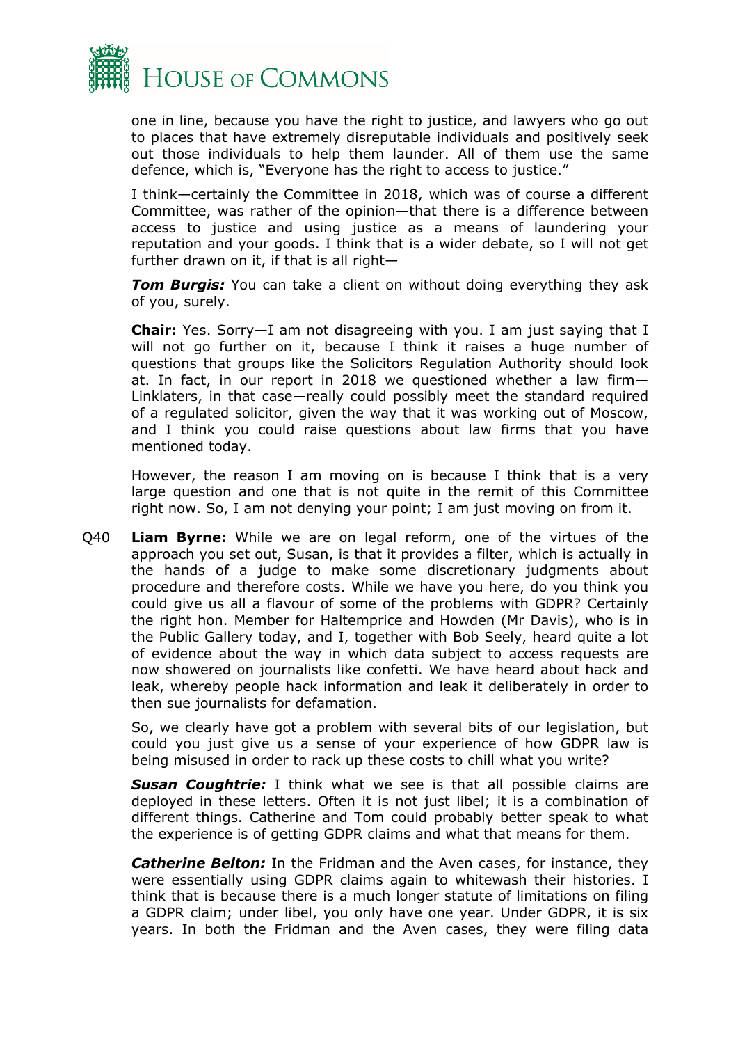one in line, because you have the right to justice, and lawyers who go out to places that have extremely disreputable individuals and positively seek out those individuals to help them launder. All of them use the same defence, which is, "Everyone has the right to access to justice."

I think—certainly the Committee in 2018, which was of course a different Committee, was rather of the opinion—that there is a difference between access to justice and using justice as a means of laundering your reputation and your goods. I think that is a wider debate, so I will not get further drawn on it, if that is all right—

***Tom Burgis:*** You can take a client on without doing everything they ask of you, surely.

**Chair:** Yes. Sorry—I am not disagreeing with you. I am just saying that I will not go further on it, because I think it raises a huge number of questions that groups like the Solicitors Regulation Authority should look at. In fact, in our report in 2018 we questioned whether a law firm—Linklaters, in that case—really could possibly meet the standard required of a regulated solicitor, given the way that it was working out of Moscow, and I think you could raise questions about law firms that you have mentioned today.

However, the reason I am moving on is because I think that is a very large question and one that is not quite in the remit of this Committee right now. So, I am not denying your point; I am just moving on from it.

Q40 **Liam Byrne:** While we are on legal reform, one of the virtues of the approach you set out, Susan, is that it provides a filter, which is actually in the hands of a judge to make some discretionary judgments about procedure and therefore costs. While we have you here, do you think you could give us all a flavour of some of the problems with GDPR? Certainly the right hon. Member for Haltemprice and Howden (Mr Davis), who is in the Public Gallery today, and I, together with Bob Seely, heard quite a lot of evidence about the way in which data subject to access requests are now showered on journalists like confetti. We have heard about hack and leak, whereby people hack information and leak it deliberately in order to then sue journalists for defamation.

So, we clearly have got a problem with several bits of our legislation, but could you just give us a sense of your experience of how GDPR law is being misused in order to rack up these costs to chill what you write?

***Susan Coughtrie:*** I think what we see is that all possible claims are deployed in these letters. Often it is not just libel; it is a combination of different things. Catherine and Tom could probably better speak to what the experience is of getting GDPR claims and what that means for them.

***Catherine Belton:*** In the Fridman and the Aven cases, for instance, they were essentially using GDPR claims again to whitewash their histories. I think that is because there is a much longer statute of limitations on filing a GDPR claim; under libel, you only have one year. Under GDPR, it is six years. In both the Fridman and the Aven cases, they were filing data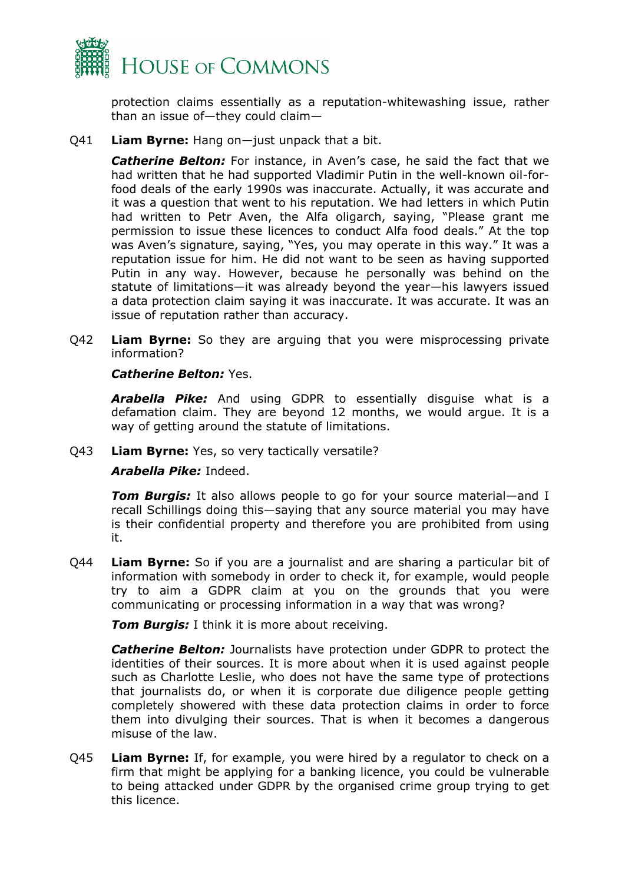protection claims essentially as a reputation-whitewashing issue, rather than an issue of—they could claim—

Q41 **Liam Byrne:** Hang on—just unpack that a bit.

***Catherine Belton:*** For instance, in Aven's case, he said the fact that we had written that he had supported Vladimir Putin in the well-known oil-for-food deals of the early 1990s was inaccurate. Actually, it was accurate and it was a question that went to his reputation. We had letters in which Putin had written to Petr Aven, the Alfa oligarch, saying, "Please grant me permission to issue these licences to conduct Alfa food deals." At the top was Aven's signature, saying, "Yes, you may operate in this way." It was a reputation issue for him. He did not want to be seen as having supported Putin in any way. However, because he personally was behind on the statute of limitations—it was already beyond the year—his lawyers issued a data protection claim saying it was inaccurate. It was accurate. It was an issue of reputation rather than accuracy.

Q42 **Liam Byrne:** So they are arguing that you were misprocessing private information?

***Catherine Belton:*** Yes.

***Arabella Pike:*** And using GDPR to essentially disguise what is a defamation claim. They are beyond 12 months, we would argue. It is a way of getting around the statute of limitations.

Q43 **Liam Byrne:** Yes, so very tactically versatile?

***Arabella Pike:*** Indeed.

***Tom Burgis:*** It also allows people to go for your source material—and I recall Schillings doing this—saying that any source material you may have is their confidential property and therefore you are prohibited from using it.

Q44 **Liam Byrne:** So if you are a journalist and are sharing a particular bit of information with somebody in order to check it, for example, would people try to aim a GDPR claim at you on the grounds that you were communicating or processing information in a way that was wrong?

***Tom Burgis:*** I think it is more about receiving.

***Catherine Belton:*** Journalists have protection under GDPR to protect the identities of their sources. It is more about when it is used against people such as Charlotte Leslie, who does not have the same type of protections that journalists do, or when it is corporate due diligence people getting completely showered with these data protection claims in order to force them into divulging their sources. That is when it becomes a dangerous misuse of the law.

Q45 **Liam Byrne:** If, for example, you were hired by a regulator to check on a firm that might be applying for a banking licence, you could be vulnerable to being attacked under GDPR by the organised crime group trying to get this licence.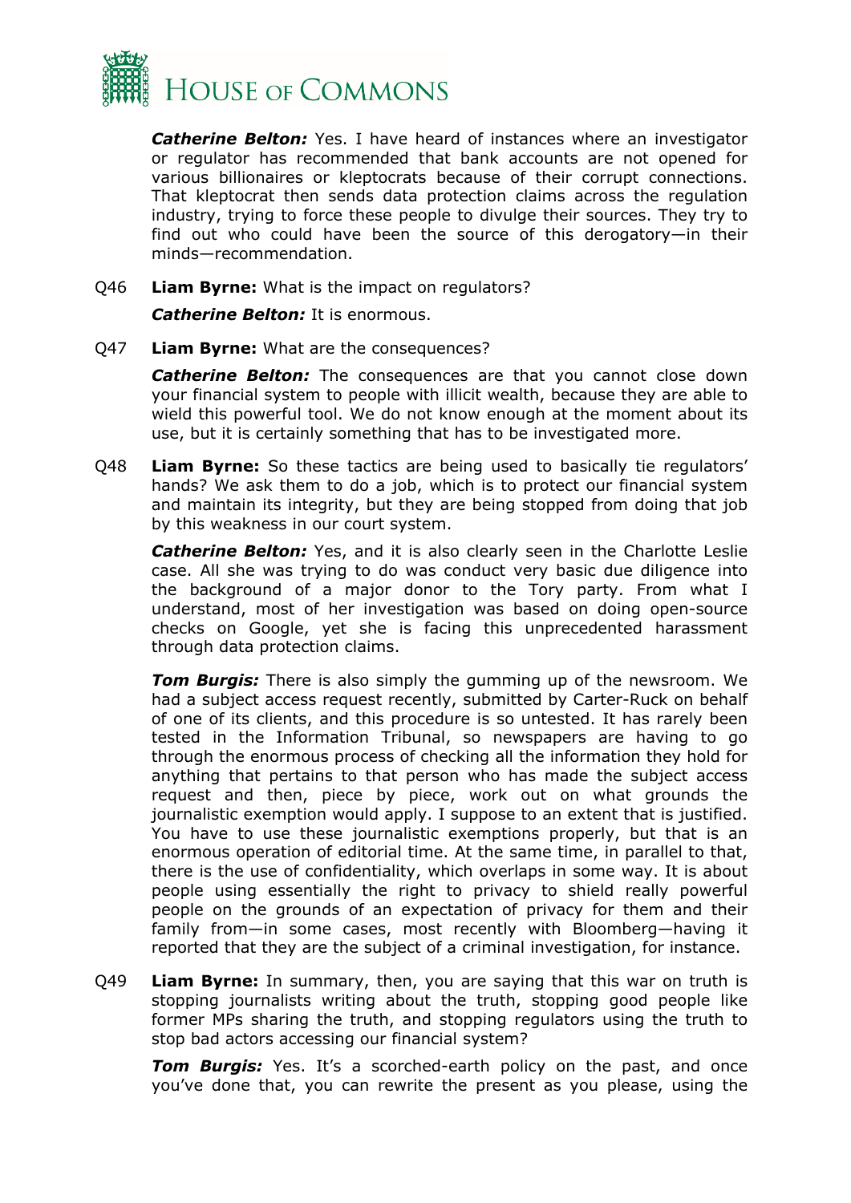***Catherine Belton:*** Yes. I have heard of instances where an investigator or regulator has recommended that bank accounts are not opened for various billionaires or kleptocrats because of their corrupt connections. That kleptocrat then sends data protection claims across the regulation industry, trying to force these people to divulge their sources. They try to find out who could have been the source of this derogatory—in their minds—recommendation.

Q46 **Liam Byrne:** What is the impact on regulators?

***Catherine Belton:*** It is enormous.

Q47 **Liam Byrne:** What are the consequences?

***Catherine Belton:*** The consequences are that you cannot close down your financial system to people with illicit wealth, because they are able to wield this powerful tool. We do not know enough at the moment about its use, but it is certainly something that has to be investigated more.

Q48 **Liam Byrne:** So these tactics are being used to basically tie regulators' hands? We ask them to do a job, which is to protect our financial system and maintain its integrity, but they are being stopped from doing that job by this weakness in our court system.

***Catherine Belton:*** Yes, and it is also clearly seen in the Charlotte Leslie case. All she was trying to do was conduct very basic due diligence into the background of a major donor to the Tory party. From what I understand, most of her investigation was based on doing open-source checks on Google, yet she is facing this unprecedented harassment through data protection claims.

***Tom Burgis:*** There is also simply the gumming up of the newsroom. We had a subject access request recently, submitted by Carter-Ruck on behalf of one of its clients, and this procedure is so untested. It has rarely been tested in the Information Tribunal, so newspapers are having to go through the enormous process of checking all the information they hold for anything that pertains to that person who has made the subject access request and then, piece by piece, work out on what grounds the journalistic exemption would apply. I suppose to an extent that is justified. You have to use these journalistic exemptions properly, but that is an enormous operation of editorial time. At the same time, in parallel to that, there is the use of confidentiality, which overlaps in some way. It is about people using essentially the right to privacy to shield really powerful people on the grounds of an expectation of privacy for them and their family from—in some cases, most recently with Bloomberg—having it reported that they are the subject of a criminal investigation, for instance.

Q49 **Liam Byrne:** In summary, then, you are saying that this war on truth is stopping journalists writing about the truth, stopping good people like former MPs sharing the truth, and stopping regulators using the truth to stop bad actors accessing our financial system?

***Tom Burgis:*** Yes. It's a scorched-earth policy on the past, and once you've done that, you can rewrite the present as you please, using the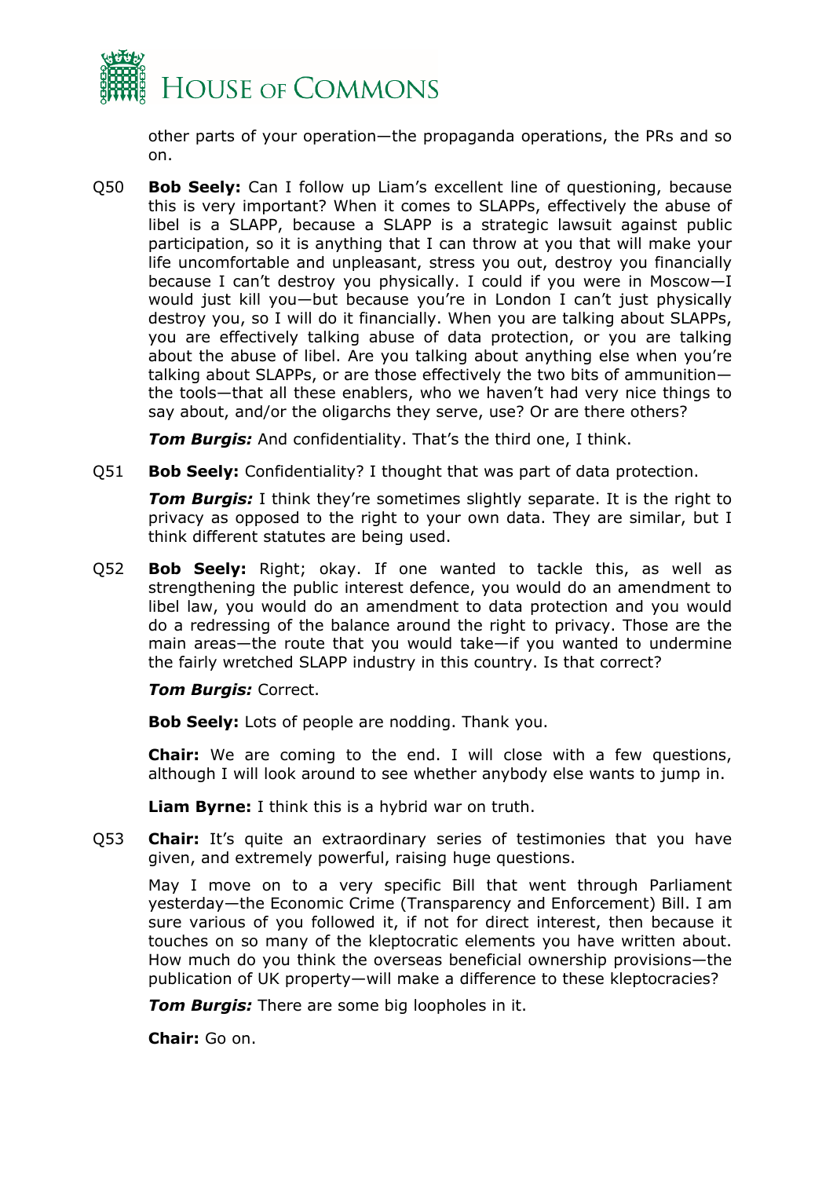other parts of your operation—the propaganda operations, the PRs and so on.

Q50 **Bob Seely:** Can I follow up Liam's excellent line of questioning, because this is very important? When it comes to SLAPPs, effectively the abuse of libel is a SLAPP, because a SLAPP is a strategic lawsuit against public participation, so it is anything that I can throw at you that will make your life uncomfortable and unpleasant, stress you out, destroy you financially because I can't destroy you physically. I could if you were in Moscow—I would just kill you—but because you're in London I can't just physically destroy you, so I will do it financially. When you are talking about SLAPPs, you are effectively talking abuse of data protection, or you are talking about the abuse of libel. Are you talking about anything else when you're talking about SLAPPs, or are those effectively the two bits of ammunition—the tools—that all these enablers, who we haven't had very nice things to say about, and/or the oligarchs they serve, use? Or are there others?

***Tom Burgis:*** And confidentiality. That's the third one, I think.

Q51 **Bob Seely:** Confidentiality? I thought that was part of data protection.

***Tom Burgis:*** I think they're sometimes slightly separate. It is the right to privacy as opposed to the right to your own data. They are similar, but I think different statutes are being used.

Q52 **Bob Seely:** Right; okay. If one wanted to tackle this, as well as strengthening the public interest defence, you would do an amendment to libel law, you would do an amendment to data protection and you would do a redressing of the balance around the right to privacy. Those are the main areas—the route that you would take—if you wanted to undermine the fairly wretched SLAPP industry in this country. Is that correct?

***Tom Burgis:*** Correct.

**Bob Seely:** Lots of people are nodding. Thank you.

**Chair:** We are coming to the end. I will close with a few questions, although I will look around to see whether anybody else wants to jump in.

**Liam Byrne:** I think this is a hybrid war on truth.

Q53 **Chair:** It's quite an extraordinary series of testimonies that you have given, and extremely powerful, raising huge questions.

May I move on to a very specific Bill that went through Parliament yesterday—the Economic Crime (Transparency and Enforcement) Bill. I am sure various of you followed it, if not for direct interest, then because it touches on so many of the kleptocratic elements you have written about. How much do you think the overseas beneficial ownership provisions—the publication of UK property—will make a difference to these kleptocracies?

***Tom Burgis:*** There are some big loopholes in it.

**Chair:** Go on.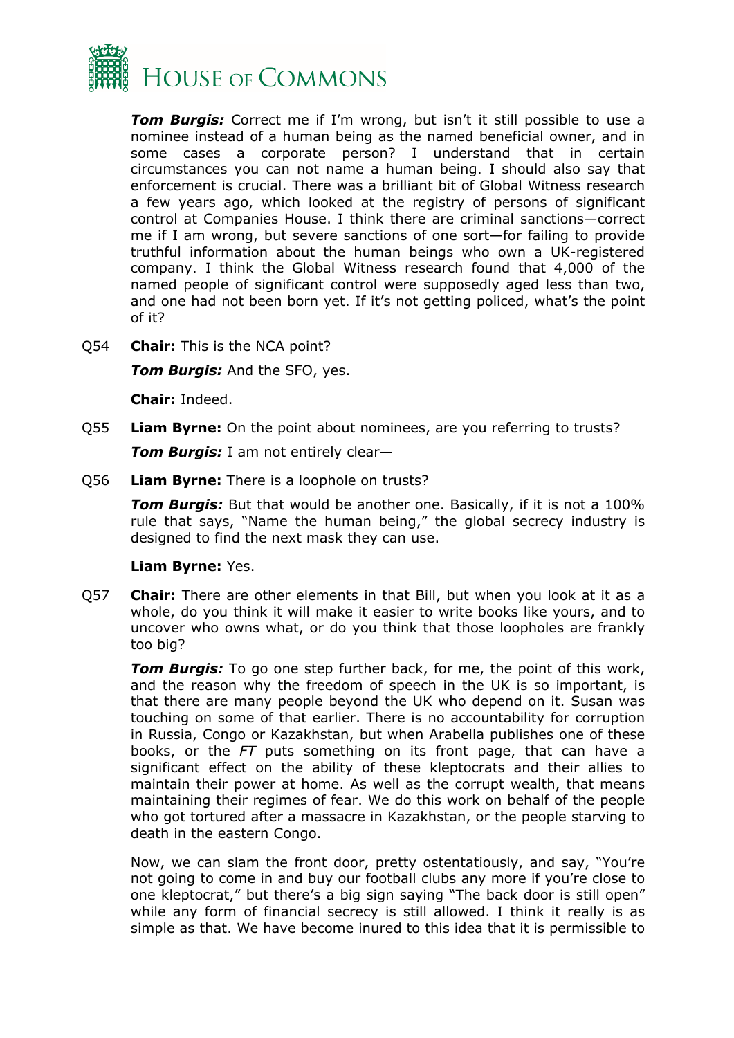***Tom Burgis:*** Correct me if I'm wrong, but isn't it still possible to use a nominee instead of a human being as the named beneficial owner, and in some cases a corporate person? I understand that in certain circumstances you can not name a human being. I should also say that enforcement is crucial. There was a brilliant bit of Global Witness research a few years ago, which looked at the registry of persons of significant control at Companies House. I think there are criminal sanctions—correct me if I am wrong, but severe sanctions of one sort—for failing to provide truthful information about the human beings who own a UK-registered company. I think the Global Witness research found that 4,000 of the named people of significant control were supposedly aged less than two, and one had not been born yet. If it's not getting policed, what's the point of it?

Q54 **Chair:** This is the NCA point?

***Tom Burgis:*** And the SFO, yes.

**Chair:** Indeed.

Q55 **Liam Byrne:** On the point about nominees, are you referring to trusts?

***Tom Burgis:*** I am not entirely clear—

Q56 **Liam Byrne:** There is a loophole on trusts?

***Tom Burgis:*** But that would be another one. Basically, if it is not a 100% rule that says, "Name the human being," the global secrecy industry is designed to find the next mask they can use.

**Liam Byrne:** Yes.

Q57 **Chair:** There are other elements in that Bill, but when you look at it as a whole, do you think it will make it easier to write books like yours, and to uncover who owns what, or do you think that those loopholes are frankly too big?

***Tom Burgis:*** To go one step further back, for me, the point of this work, and the reason why the freedom of speech in the UK is so important, is that there are many people beyond the UK who depend on it. Susan was touching on some of that earlier. There is no accountability for corruption in Russia, Congo or Kazakhstan, but when Arabella publishes one of these books, or the *FT* puts something on its front page, that can have a significant effect on the ability of these kleptocrats and their allies to maintain their power at home. As well as the corrupt wealth, that means maintaining their regimes of fear. We do this work on behalf of the people who got tortured after a massacre in Kazakhstan, or the people starving to death in the eastern Congo.

Now, we can slam the front door, pretty ostentatiously, and say, "You're not going to come in and buy our football clubs any more if you're close to one kleptocrat," but there's a big sign saying "The back door is still open" while any form of financial secrecy is still allowed. I think it really is as simple as that. We have become inured to this idea that it is permissible to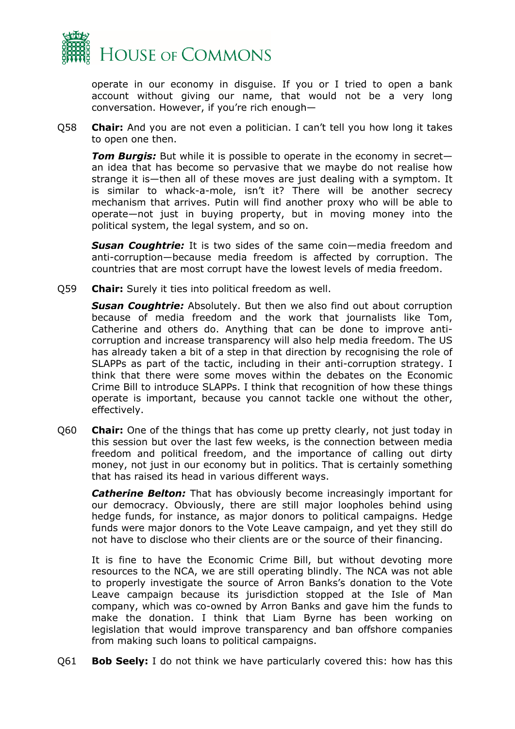operate in our economy in disguise. If you or I tried to open a bank account without giving our name, that would not be a very long conversation. However, if you're rich enough—

Q58 **Chair:** And you are not even a politician. I can't tell you how long it takes to open one then.

***Tom Burgis:*** But while it is possible to operate in the economy in secret—an idea that has become so pervasive that we maybe do not realise how strange it is—then all of these moves are just dealing with a symptom. It is similar to whack-a-mole, isn't it? There will be another secrecy mechanism that arrives. Putin will find another proxy who will be able to operate—not just in buying property, but in moving money into the political system, the legal system, and so on.

***Susan Coughtrie:*** It is two sides of the same coin—media freedom and anti-corruption—because media freedom is affected by corruption. The countries that are most corrupt have the lowest levels of media freedom.

Q59 **Chair:** Surely it ties into political freedom as well.

***Susan Coughtrie:*** Absolutely. But then we also find out about corruption because of media freedom and the work that journalists like Tom, Catherine and others do. Anything that can be done to improve anti-corruption and increase transparency will also help media freedom. The US has already taken a bit of a step in that direction by recognising the role of SLAPPs as part of the tactic, including in their anti-corruption strategy. I think that there were some moves within the debates on the Economic Crime Bill to introduce SLAPPs. I think that recognition of how these things operate is important, because you cannot tackle one without the other, effectively.

Q60 **Chair:** One of the things that has come up pretty clearly, not just today in this session but over the last few weeks, is the connection between media freedom and political freedom, and the importance of calling out dirty money, not just in our economy but in politics. That is certainly something that has raised its head in various different ways.

***Catherine Belton:*** That has obviously become increasingly important for our democracy. Obviously, there are still major loopholes behind using hedge funds, for instance, as major donors to political campaigns. Hedge funds were major donors to the Vote Leave campaign, and yet they still do not have to disclose who their clients are or the source of their financing.

It is fine to have the Economic Crime Bill, but without devoting more resources to the NCA, we are still operating blindly. The NCA was not able to properly investigate the source of Arron Banks's donation to the Vote Leave campaign because its jurisdiction stopped at the Isle of Man company, which was co-owned by Arron Banks and gave him the funds to make the donation. I think that Liam Byrne has been working on legislation that would improve transparency and ban offshore companies from making such loans to political campaigns.

Q61 **Bob Seely:** I do not think we have particularly covered this: how has this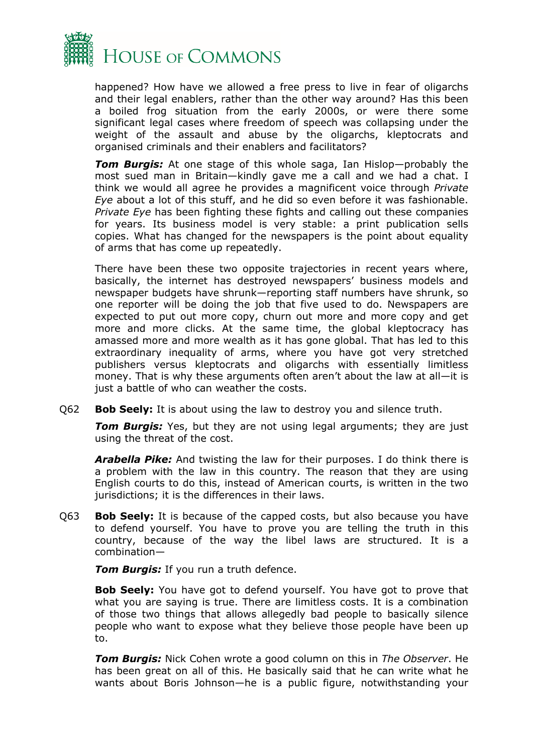happened? How have we allowed a free press to live in fear of oligarchs and their legal enablers, rather than the other way around? Has this been a boiled frog situation from the early 2000s, or were there some significant legal cases where freedom of speech was collapsing under the weight of the assault and abuse by the oligarchs, kleptocrats and organised criminals and their enablers and facilitators?

***Tom Burgis:*** At one stage of this whole saga, Ian Hislop—probably the most sued man in Britain—kindly gave me a call and we had a chat. I think we would all agree he provides a magnificent voice through *Private Eye* about a lot of this stuff, and he did so even before it was fashionable. *Private Eye* has been fighting these fights and calling out these companies for years. Its business model is very stable: a print publication sells copies. What has changed for the newspapers is the point about equality of arms that has come up repeatedly.

There have been these two opposite trajectories in recent years where, basically, the internet has destroyed newspapers' business models and newspaper budgets have shrunk—reporting staff numbers have shrunk, so one reporter will be doing the job that five used to do. Newspapers are expected to put out more copy, churn out more and more copy and get more and more clicks. At the same time, the global kleptocracy has amassed more and more wealth as it has gone global. That has led to this extraordinary inequality of arms, where you have got very stretched publishers versus kleptocrats and oligarchs with essentially limitless money. That is why these arguments often aren't about the law at all—it is just a battle of who can weather the costs.

Q62 **Bob Seely:** It is about using the law to destroy you and silence truth.

***Tom Burgis:*** Yes, but they are not using legal arguments; they are just using the threat of the cost.

***Arabella Pike:*** And twisting the law for their purposes. I do think there is a problem with the law in this country. The reason that they are using English courts to do this, instead of American courts, is written in the two jurisdictions; it is the differences in their laws.

Q63 **Bob Seely:** It is because of the capped costs, but also because you have to defend yourself. You have to prove you are telling the truth in this country, because of the way the libel laws are structured. It is a combination—

***Tom Burgis:*** If you run a truth defence.

**Bob Seely:** You have got to defend yourself. You have got to prove that what you are saying is true. There are limitless costs. It is a combination of those two things that allows allegedly bad people to basically silence people who want to expose what they believe those people have been up to.

***Tom Burgis:*** Nick Cohen wrote a good column on this in *The Observer*. He has been great on all of this. He basically said that he can write what he wants about Boris Johnson—he is a public figure, notwithstanding your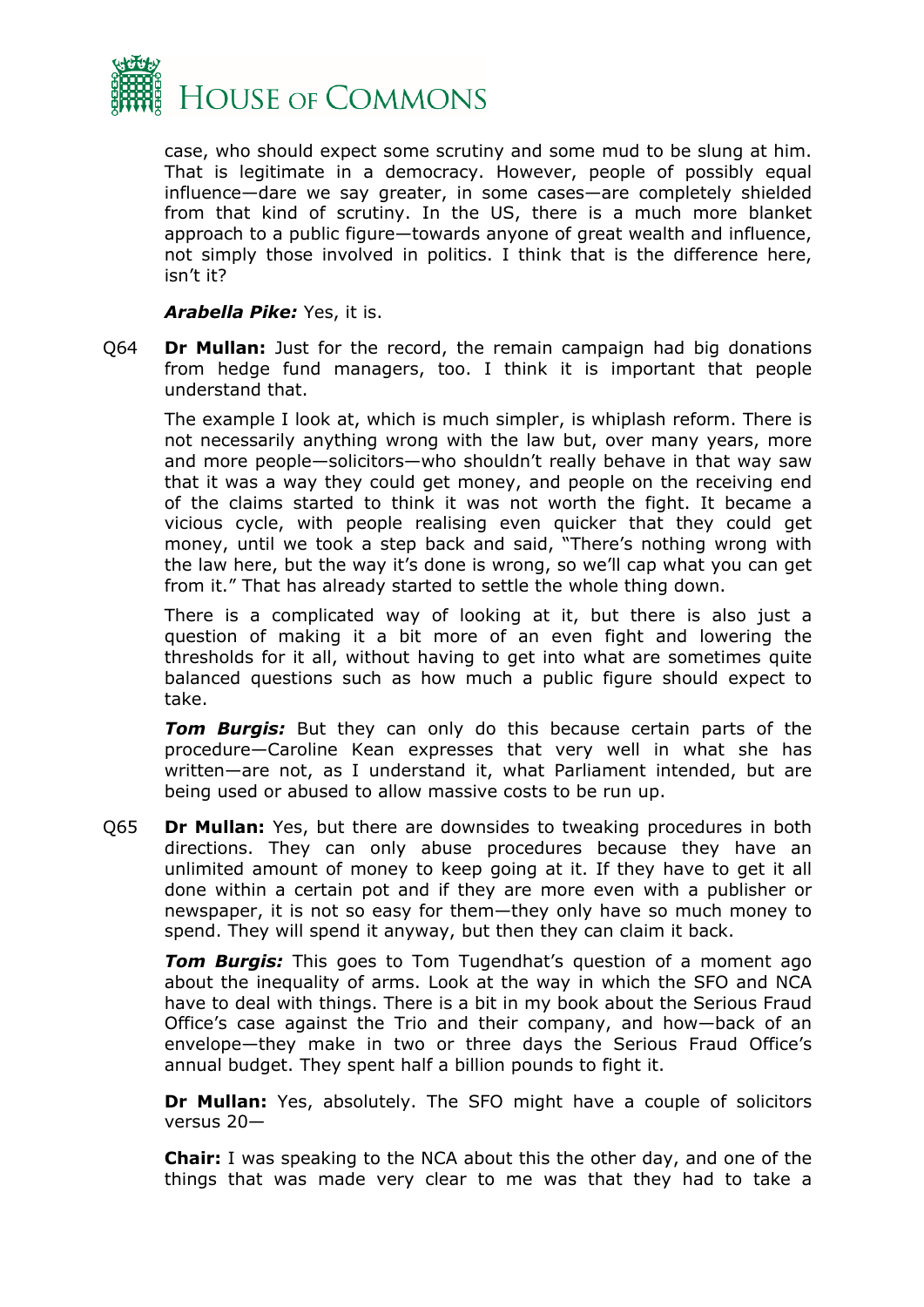case, who should expect some scrutiny and some mud to be slung at him. That is legitimate in a democracy. However, people of possibly equal influence—dare we say greater, in some cases—are completely shielded from that kind of scrutiny. In the US, there is a much more blanket approach to a public figure—towards anyone of great wealth and influence, not simply those involved in politics. I think that is the difference here, isn't it?

***Arabella Pike:*** Yes, it is.

Q64 **Dr Mullan:** Just for the record, the remain campaign had big donations from hedge fund managers, too. I think it is important that people understand that.

The example I look at, which is much simpler, is whiplash reform. There is not necessarily anything wrong with the law but, over many years, more and more people—solicitors—who shouldn't really behave in that way saw that it was a way they could get money, and people on the receiving end of the claims started to think it was not worth the fight. It became a vicious cycle, with people realising even quicker that they could get money, until we took a step back and said, "There's nothing wrong with the law here, but the way it's done is wrong, so we'll cap what you can get from it." That has already started to settle the whole thing down.

There is a complicated way of looking at it, but there is also just a question of making it a bit more of an even fight and lowering the thresholds for it all, without having to get into what are sometimes quite balanced questions such as how much a public figure should expect to take.

***Tom Burgis:*** But they can only do this because certain parts of the procedure—Caroline Kean expresses that very well in what she has written—are not, as I understand it, what Parliament intended, but are being used or abused to allow massive costs to be run up.

Q65 **Dr Mullan:** Yes, but there are downsides to tweaking procedures in both directions. They can only abuse procedures because they have an unlimited amount of money to keep going at it. If they have to get it all done within a certain pot and if they are more even with a publisher or newspaper, it is not so easy for them—they only have so much money to spend. They will spend it anyway, but then they can claim it back.

***Tom Burgis:*** This goes to Tom Tugendhat's question of a moment ago about the inequality of arms. Look at the way in which the SFO and NCA have to deal with things. There is a bit in my book about the Serious Fraud Office's case against the Trio and their company, and how—back of an envelope—they make in two or three days the Serious Fraud Office's annual budget. They spent half a billion pounds to fight it.

**Dr Mullan:** Yes, absolutely. The SFO might have a couple of solicitors versus 20—

**Chair:** I was speaking to the NCA about this the other day, and one of the things that was made very clear to me was that they had to take a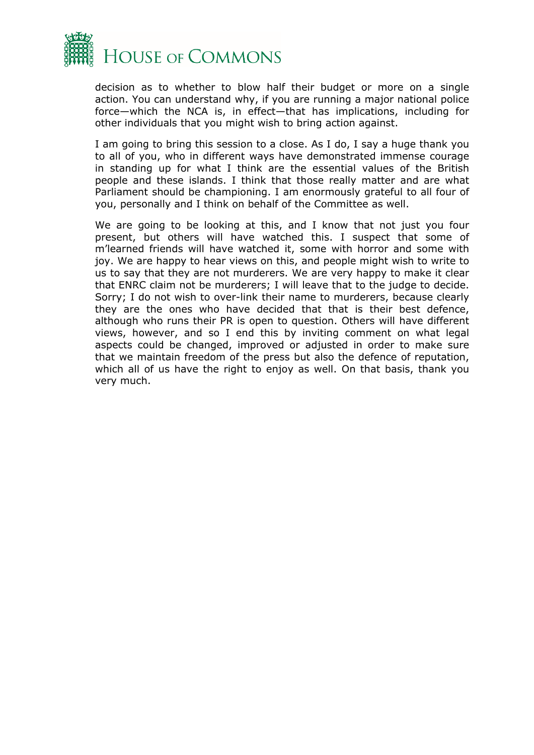decision as to whether to blow half their budget or more on a single action. You can understand why, if you are running a major national police force—which the NCA is, in effect—that has implications, including for other individuals that you might wish to bring action against.

I am going to bring this session to a close. As I do, I say a huge thank you to all of you, who in different ways have demonstrated immense courage in standing up for what I think are the essential values of the British people and these islands. I think that those really matter and are what Parliament should be championing. I am enormously grateful to all four of you, personally and I think on behalf of the Committee as well.

We are going to be looking at this, and I know that not just you four present, but others will have watched this. I suspect that some of m'learned friends will have watched it, some with horror and some with joy. We are happy to hear views on this, and people might wish to write to us to say that they are not murderers. We are very happy to make it clear that ENRC claim not be murderers; I will leave that to the judge to decide. Sorry; I do not wish to over-link their name to murderers, because clearly they are the ones who have decided that that is their best defence, although who runs their PR is open to question. Others will have different views, however, and so I end this by inviting comment on what legal aspects could be changed, improved or adjusted in order to make sure that we maintain freedom of the press but also the defence of reputation, which all of us have the right to enjoy as well. On that basis, thank you very much.